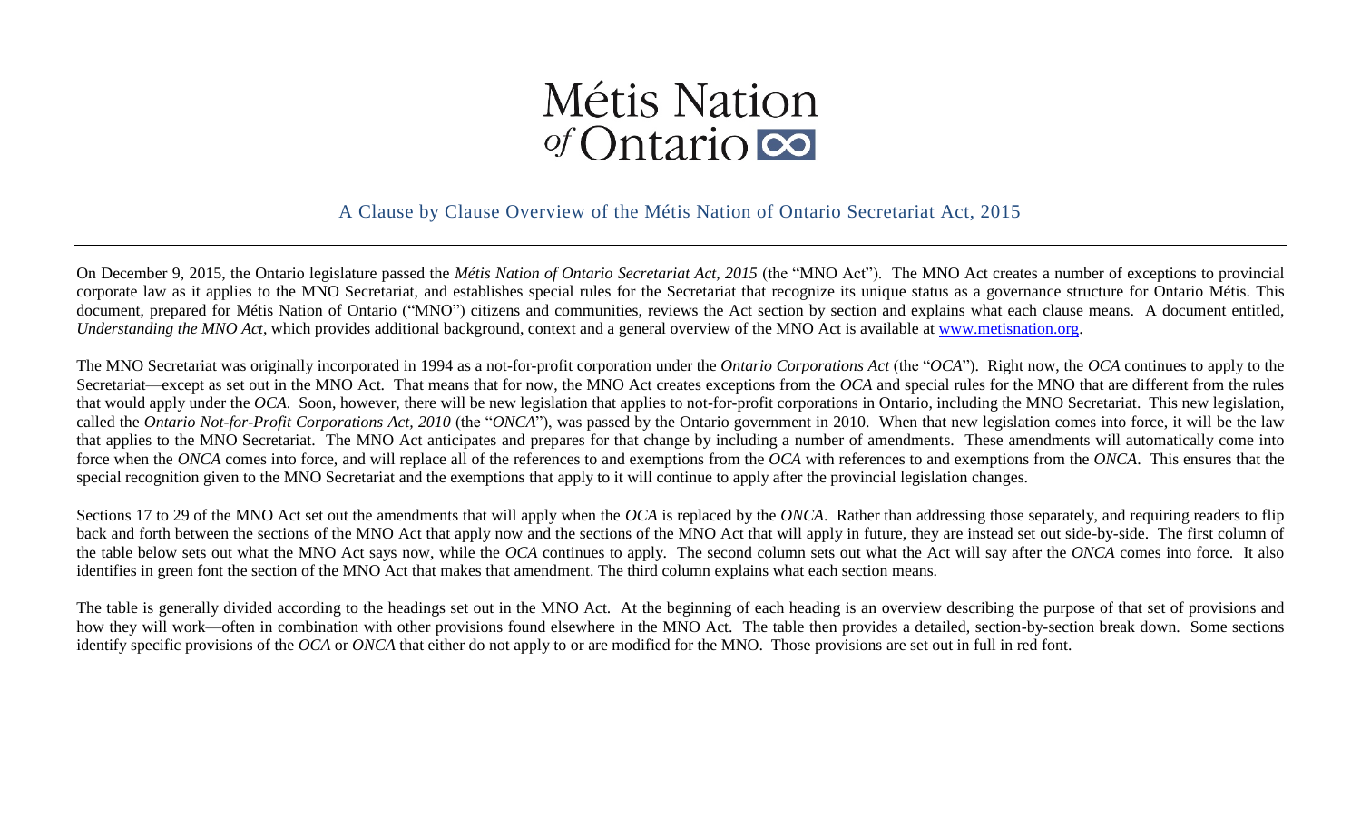# Métis Nation of Ontario

## A Clause by Clause Overview of the Métis Nation of Ontario Secretariat Act, 2015

On December 9, 2015, the Ontario legislature passed the *Métis Nation of Ontario Secretariat Act, 2015* (the "MNO Act"). The MNO Act creates a number of exceptions to provincial corporate law as it applies to the MNO Secretariat, and establishes special rules for the Secretariat that recognize its unique status as a governance structure for Ontario Métis. This document, prepared for Métis Nation of Ontario ("MNO") citizens and communities, reviews the Act section by section and explains what each clause means. A document entitled, *Understanding the MNO Act*, which provides additional background, context and a general overview of the MNO Act is available at www.metisnation.org.

The MNO Secretariat was originally incorporated in 1994 as a not-for-profit corporation under the *Ontario Corporations Act* (the "*OCA*"). Right now, the *OCA* continues to apply to the Secretariat—except as set out in the MNO Act. That means that for now, the MNO Act creates exceptions from the *OCA* and special rules for the MNO that are different from the rules that would apply under the *OCA*. Soon, however, there will be new legislation that applies to not-for-profit corporations in Ontario, including the MNO Secretariat. This new legislation, called the *Ontario Not-for-Profit Corporations Act, 2010* (the "*ONCA*"), was passed by the Ontario government in 2010. When that new legislation comes into force, it will be the law that applies to the MNO Secretariat. The MNO Act anticipates and prepares for that change by including a number of amendments. These amendments will automatically come into force when the *ONCA* comes into force, and will replace all of the references to and exemptions from the *OCA* with references to and exemptions from the *ONCA*. This ensures that the special recognition given to the MNO Secretariat and the exemptions that apply to it will continue to apply after the provincial legislation changes.

Sections 17 to 29 of the MNO Act set out the amendments that will apply when the *OCA* is replaced by the *ONCA*. Rather than addressing those separately, and requiring readers to flip back and forth between the sections of the MNO Act that apply now and the sections of the MNO Act that will apply in future, they are instead set out side-by-side. The first column of the table below sets out what the MNO Act says now, while the *OCA* continues to apply. The second column sets out what the Act will say after the *ONCA* comes into force. It also identifies in green font the section of the MNO Act that makes that amendment. The third column explains what each section means.

The table is generally divided according to the headings set out in the MNO Act. At the beginning of each heading is an overview describing the purpose of that set of provisions and how they will work—often in combination with other provisions found elsewhere in the MNO Act. The table then provides a detailed, section-by-section break down. Some sections identify specific provisions of the *OCA* or *ONCA* that either do not apply to or are modified for the MNO. Those provisions are set out in full in red font.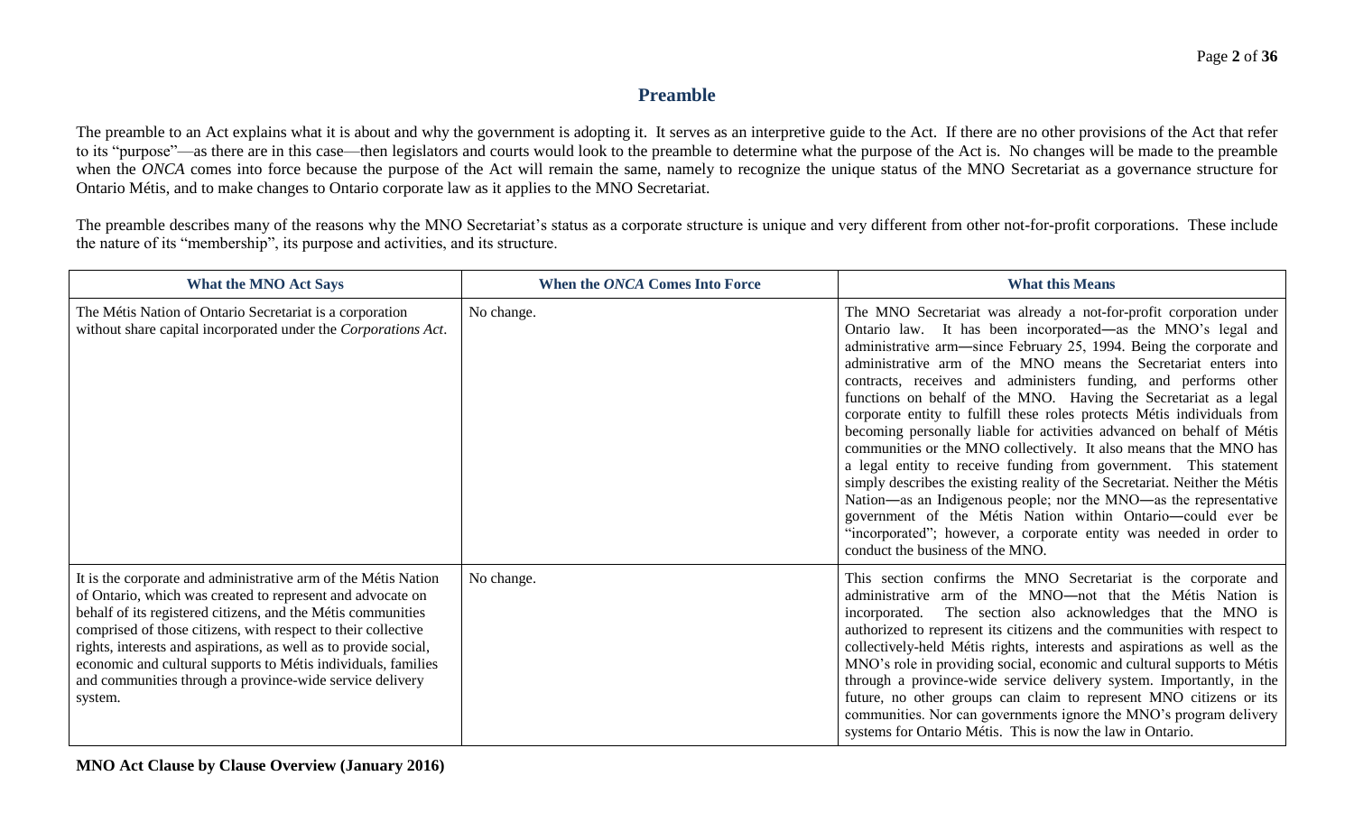## Preamble

The preamble to an Act explains what it is about and why the government is adopting it. It serves as an interpretive guide to the Act. If there are no other provisions of the Act that refer to its "purpose"—as there are in this case—then legislators and courts would look to the preamble to determine what the purpose of the Act is. No changes will be made to the preamble when the *ONCA* comes into force because the purpose of the Act will remain the same, namely to recognize the unique status of the MNO Secretariat as a governance structure for Ontario Métis, and to make changes to Ontario corporate law as it applies to the MNO Secretariat.

The preamble describes many of the reasons why the MNO Secretariat's status as a corporate structure is unique and very different from other not-for-profit corporations. These include the nature of its "membership", its purpose and activities, and its structure.

| What the MNO Act Says | When the *ONCA* Comes Into Force | What this Means |
|---|---|---|
| The Métis Nation of Ontario Secretariat is a corporation without share capital incorporated under the *Corporations Act*. | No change. | The MNO Secretariat was already a not-for-profit corporation under Ontario law. It has been incorporated—as the MNO's legal and administrative arm—since February 25, 1994. Being the corporate and administrative arm of the MNO means the Secretariat enters into contracts, receives and administers funding, and performs other functions on behalf of the MNO. Having the Secretariat as a legal corporate entity to fulfill these roles protects Métis individuals from becoming personally liable for activities advanced on behalf of Métis communities or the MNO collectively. It also means that the MNO has a legal entity to receive funding from government. This statement simply describes the existing reality of the Secretariat. Neither the Métis Nation—as an Indigenous people; nor the MNO—as the representative government of the Métis Nation within Ontario—could ever be "incorporated"; however, a corporate entity was needed in order to conduct the business of the MNO. |
| It is the corporate and administrative arm of the Métis Nation of Ontario, which was created to represent and advocate on behalf of its registered citizens, and the Métis communities comprised of those citizens, with respect to their collective rights, interests and aspirations, as well as to provide social, economic and cultural supports to Métis individuals, families and communities through a province-wide service delivery system. | No change. | This section confirms the MNO Secretariat is the corporate and administrative arm of the MNO—not that the Métis Nation is incorporated. The section also acknowledges that the MNO is authorized to represent its citizens and the communities with respect to collectively-held Métis rights, interests and aspirations as well as the MNO's role in providing social, economic and cultural supports to Métis through a province-wide service delivery system. Importantly, in the future, no other groups can claim to represent MNO citizens or its communities. Nor can governments ignore the MNO's program delivery systems for Ontario Métis. This is now the law in Ontario. |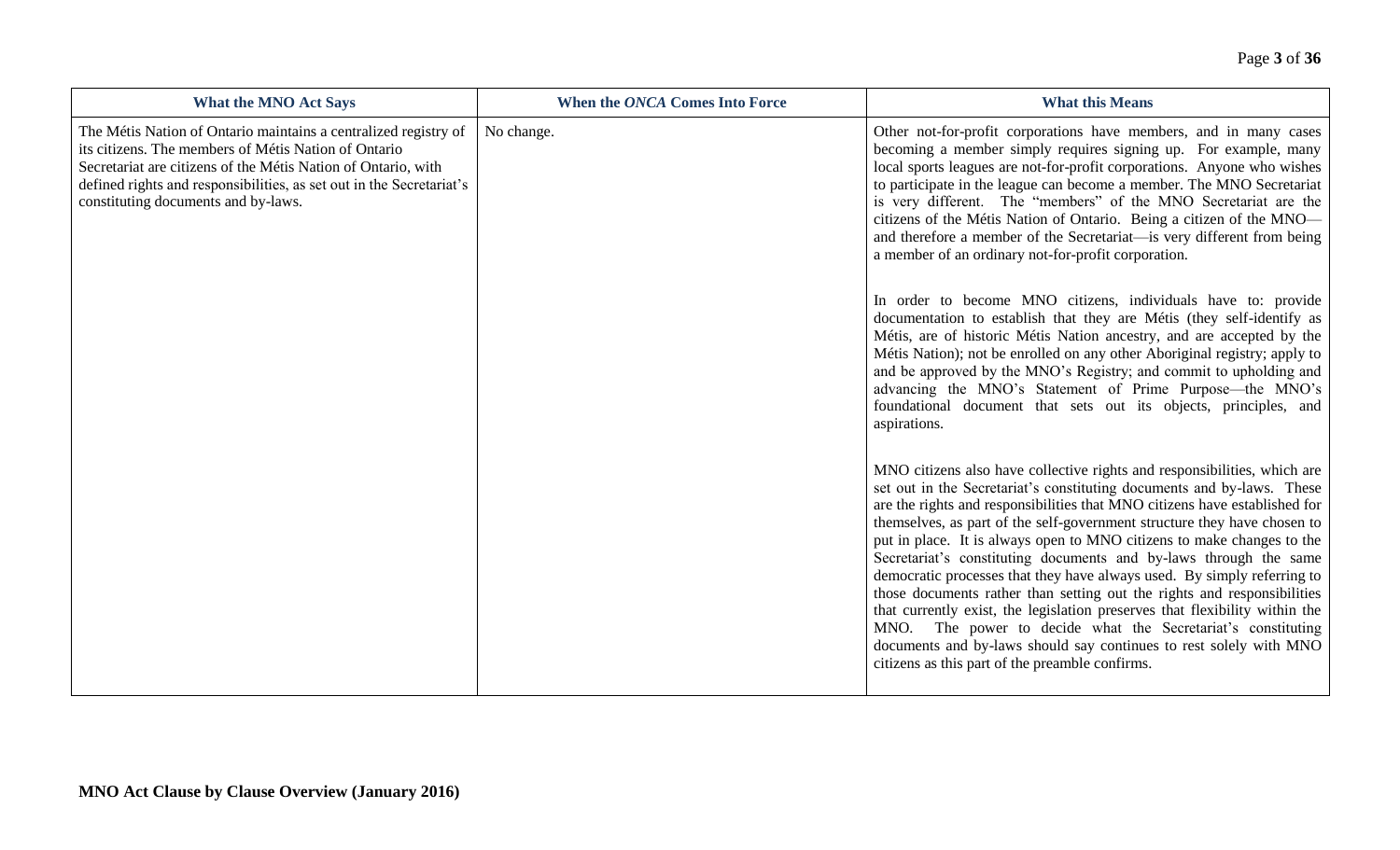| What the MNO Act Says | When the *ONCA* Comes Into Force | What this Means |
| --- | --- | --- |
| The Métis Nation of Ontario maintains a centralized registry of its citizens. The members of Métis Nation of Ontario Secretariat are citizens of the Métis Nation of Ontario, with defined rights and responsibilities, as set out in the Secretariat's constituting documents and by-laws. | No change. | Other not-for-profit corporations have members, and in many cases becoming a member simply requires signing up. For example, many local sports leagues are not-for-profit corporations. Anyone who wishes to participate in the league can become a member. The MNO Secretariat is very different. The "members" of the MNO Secretariat are the citizens of the Métis Nation of Ontario. Being a citizen of the MNO—and therefore a member of the Secretariat—is very different from being a member of an ordinary not-for-profit corporation.<br><br>In order to become MNO citizens, individuals have to: provide documentation to establish that they are Métis (they self-identify as Métis, are of historic Métis Nation ancestry, and are accepted by the Métis Nation); not be enrolled on any other Aboriginal registry; apply to and be approved by the MNO's Registry; and commit to upholding and advancing the MNO's Statement of Prime Purpose—the MNO's foundational document that sets out its objects, principles, and aspirations.<br><br>MNO citizens also have collective rights and responsibilities, which are set out in the Secretariat's constituting documents and by-laws. These are the rights and responsibilities that MNO citizens have established for themselves, as part of the self-government structure they have chosen to put in place. It is always open to MNO citizens to make changes to the Secretariat's constituting documents and by-laws through the same democratic processes that they have always used. By simply referring to those documents rather than setting out the rights and responsibilities that currently exist, the legislation preserves that flexibility within the MNO. The power to decide what the Secretariat's constituting documents and by-laws should say continues to rest solely with MNO citizens as this part of the preamble confirms. |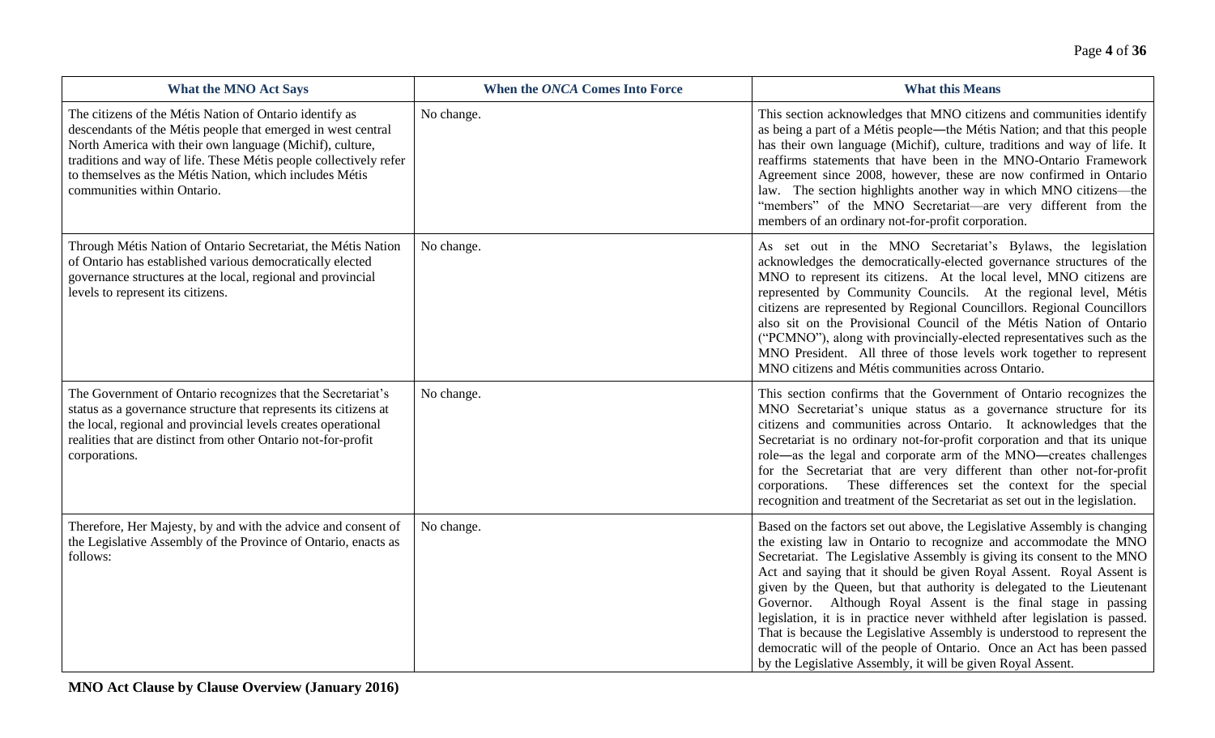| What the MNO Act Says | When the *ONCA* Comes Into Force | What this Means |
|---|---|---|
| The citizens of the Métis Nation of Ontario identify as descendants of the Métis people that emerged in west central North America with their own language (Michif), culture, traditions and way of life. These Métis people collectively refer to themselves as the Métis Nation, which includes Métis communities within Ontario. | No change. | This section acknowledges that MNO citizens and communities identify as being a part of a Métis people—the Métis Nation; and that this people has their own language (Michif), culture, traditions and way of life. It reaffirms statements that have been in the MNO-Ontario Framework Agreement since 2008, however, these are now confirmed in Ontario law. The section highlights another way in which MNO citizens—the "members" of the MNO Secretariat—are very different from the members of an ordinary not-for-profit corporation. |
| Through Métis Nation of Ontario Secretariat, the Métis Nation of Ontario has established various democratically elected governance structures at the local, regional and provincial levels to represent its citizens. | No change. | As set out in the MNO Secretariat's Bylaws, the legislation acknowledges the democratically-elected governance structures of the MNO to represent its citizens. At the local level, MNO citizens are represented by Community Councils. At the regional level, Métis citizens are represented by Regional Councillors. Regional Councillors also sit on the Provisional Council of the Métis Nation of Ontario ("PCMNO"), along with provincially-elected representatives such as the MNO President. All three of those levels work together to represent MNO citizens and Métis communities across Ontario. |
| The Government of Ontario recognizes that the Secretariat's status as a governance structure that represents its citizens at the local, regional and provincial levels creates operational realities that are distinct from other Ontario not-for-profit corporations. | No change. | This section confirms that the Government of Ontario recognizes the MNO Secretariat's unique status as a governance structure for its citizens and communities across Ontario. It acknowledges that the Secretariat is no ordinary not-for-profit corporation and that its unique role—as the legal and corporate arm of the MNO—creates challenges for the Secretariat that are very different than other not-for-profit corporations. These differences set the context for the special recognition and treatment of the Secretariat as set out in the legislation. |
| Therefore, Her Majesty, by and with the advice and consent of the Legislative Assembly of the Province of Ontario, enacts as follows: | No change. | Based on the factors set out above, the Legislative Assembly is changing the existing law in Ontario to recognize and accommodate the MNO Secretariat. The Legislative Assembly is giving its consent to the MNO Act and saying that it should be given Royal Assent. Royal Assent is given by the Queen, but that authority is delegated to the Lieutenant Governor. Although Royal Assent is the final stage in passing legislation, it is in practice never withheld after legislation is passed. That is because the Legislative Assembly is understood to represent the democratic will of the people of Ontario. Once an Act has been passed by the Legislative Assembly, it will be given Royal Assent. |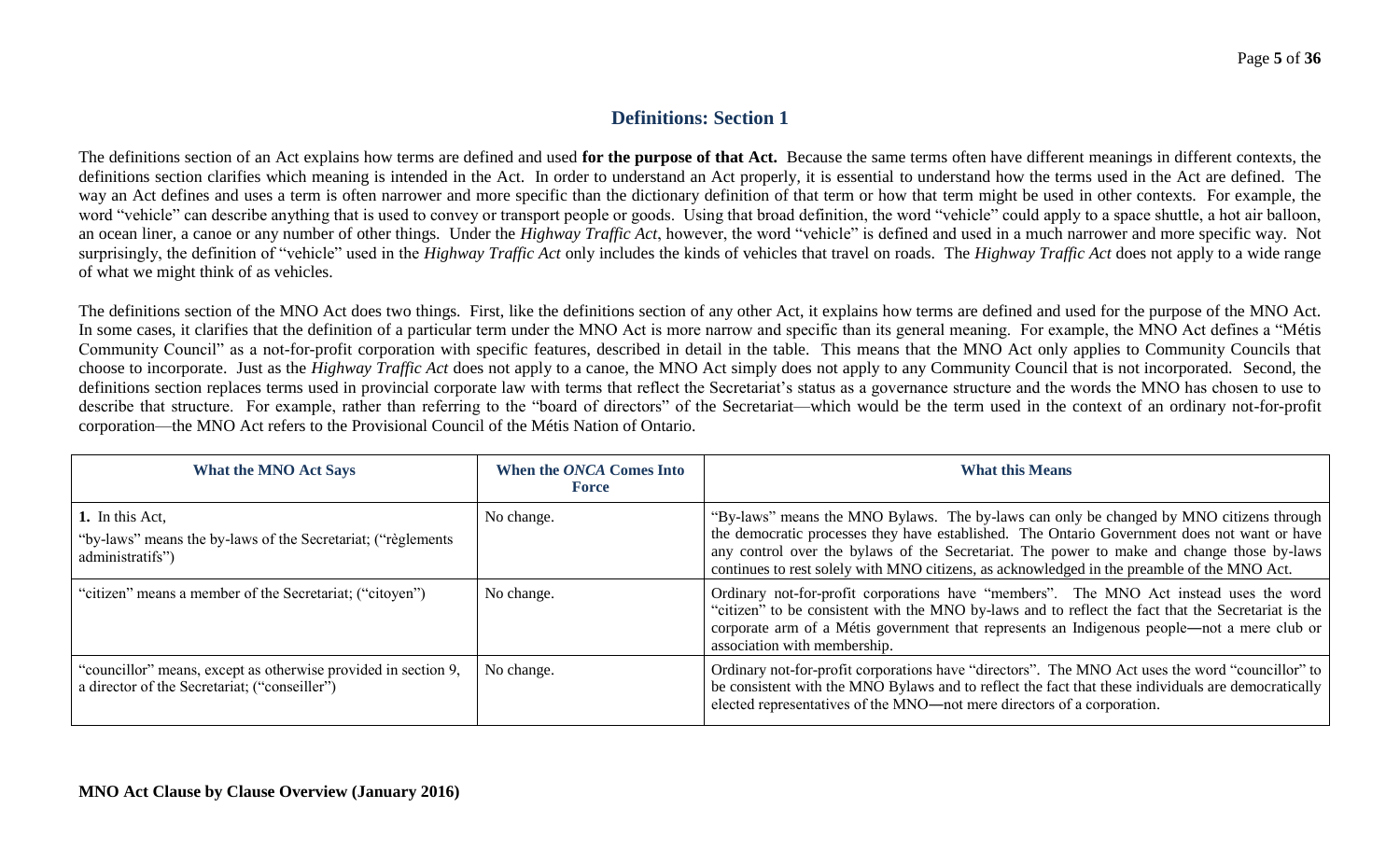## Definitions: Section 1

The definitions section of an Act explains how terms are defined and used **for the purpose of that Act.** Because the same terms often have different meanings in different contexts, the definitions section clarifies which meaning is intended in the Act. In order to understand an Act properly, it is essential to understand how the terms used in the Act are defined. The way an Act defines and uses a term is often narrower and more specific than the dictionary definition of that term or how that term might be used in other contexts. For example, the word "vehicle" can describe anything that is used to convey or transport people or goods. Using that broad definition, the word "vehicle" could apply to a space shuttle, a hot air balloon, an ocean liner, a canoe or any number of other things. Under the *Highway Traffic Act*, however, the word "vehicle" is defined and used in a much narrower and more specific way. Not surprisingly, the definition of "vehicle" used in the *Highway Traffic Act* only includes the kinds of vehicles that travel on roads. The *Highway Traffic Act* does not apply to a wide range of what we might think of as vehicles.

The definitions section of the MNO Act does two things. First, like the definitions section of any other Act, it explains how terms are defined and used for the purpose of the MNO Act. In some cases, it clarifies that the definition of a particular term under the MNO Act is more narrow and specific than its general meaning. For example, the MNO Act defines a "Métis Community Council" as a not-for-profit corporation with specific features, described in detail in the table. This means that the MNO Act only applies to Community Councils that choose to incorporate. Just as the *Highway Traffic Act* does not apply to a canoe, the MNO Act simply does not apply to any Community Council that is not incorporated. Second, the definitions section replaces terms used in provincial corporate law with terms that reflect the Secretariat's status as a governance structure and the words the MNO has chosen to use to describe that structure. For example, rather than referring to the "board of directors" of the Secretariat—which would be the term used in the context of an ordinary not-for-profit corporation—the MNO Act refers to the Provisional Council of the Métis Nation of Ontario.

| What the MNO Act Says | When the *ONCA* Comes Into Force | What this Means |
|---|---|---|
| **1.** In this Act,<br>"by-laws" means the by-laws of the Secretariat; ("règlements administratifs") | No change. | "By-laws" means the MNO Bylaws. The by-laws can only be changed by MNO citizens through the democratic processes they have established. The Ontario Government does not want or have any control over the bylaws of the Secretariat. The power to make and change those by-laws continues to rest solely with MNO citizens, as acknowledged in the preamble of the MNO Act. |
| "citizen" means a member of the Secretariat; ("citoyen") | No change. | Ordinary not-for-profit corporations have "members". The MNO Act instead uses the word "citizen" to be consistent with the MNO by-laws and to reflect the fact that the Secretariat is the corporate arm of a Métis government that represents an Indigenous people—not a mere club or association with membership. |
| "councillor" means, except as otherwise provided in section 9, a director of the Secretariat; ("conseiller") | No change. | Ordinary not-for-profit corporations have "directors". The MNO Act uses the word "councillor" to be consistent with the MNO Bylaws and to reflect the fact that these individuals are democratically elected representatives of the MNO—not mere directors of a corporation. |

**MNO Act Clause by Clause Overview (January 2016)**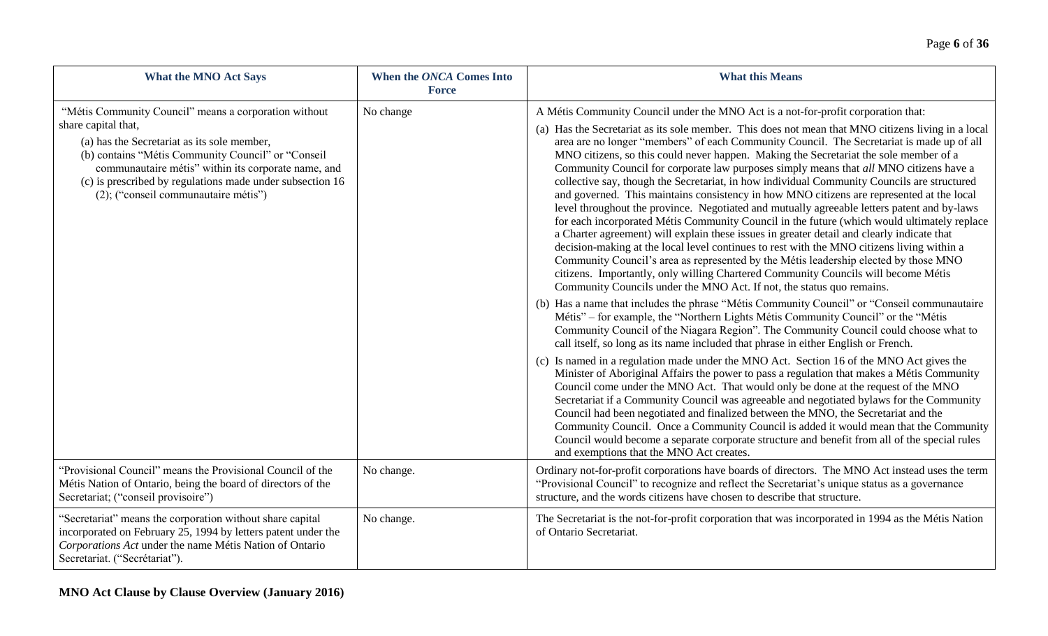| What the MNO Act Says | When the *ONCA* Comes Into Force | What this Means |
|---|---|---|
| "Métis Community Council" means a corporation without share capital that,<br>(a) has the Secretariat as its sole member,<br>(b) contains "Métis Community Council" or "Conseil communautaire métis" within its corporate name, and<br>(c) is prescribed by regulations made under subsection 16 (2); ("conseil communautaire métis") | No change | A Métis Community Council under the MNO Act is a not-for-profit corporation that:<br>(a) Has the Secretariat as its sole member. This does not mean that MNO citizens living in a local area are no longer "members" of each Community Council. The Secretariat is made up of all MNO citizens, so this could never happen. Making the Secretariat the sole member of a Community Council for corporate law purposes simply means that *all* MNO citizens have a collective say, though the Secretariat, in how individual Community Councils are structured and governed. This maintains consistency in how MNO citizens are represented at the local level throughout the province. Negotiated and mutually agreeable letters patent and by-laws for each incorporated Métis Community Council in the future (which would ultimately replace a Charter agreement) will explain these issues in greater detail and clearly indicate that decision-making at the local level continues to rest with the MNO citizens living within a Community Council's area as represented by the Métis leadership elected by those MNO citizens. Importantly, only willing Chartered Community Councils will become Métis Community Councils under the MNO Act. If not, the status quo remains.<br>(b) Has a name that includes the phrase "Métis Community Council" or "Conseil communautaire Métis" – for example, the "Northern Lights Métis Community Council" or the "Métis Community Council of the Niagara Region". The Community Council could choose what to call itself, so long as its name included that phrase in either English or French.<br>(c) Is named in a regulation made under the MNO Act. Section 16 of the MNO Act gives the Minister of Aboriginal Affairs the power to pass a regulation that makes a Métis Community Council come under the MNO Act. That would only be done at the request of the MNO Secretariat if a Community Council was agreeable and negotiated bylaws for the Community Council had been negotiated and finalized between the MNO, the Secretariat and the Community Council. Once a Community Council is added it would mean that the Community Council would become a separate corporate structure and benefit from all of the special rules and exemptions that the MNO Act creates. |
| "Provisional Council" means the Provisional Council of the Métis Nation of Ontario, being the board of directors of the Secretariat; ("conseil provisoire") | No change. | Ordinary not-for-profit corporations have boards of directors. The MNO Act instead uses the term "Provisional Council" to recognize and reflect the Secretariat's unique status as a governance structure, and the words citizens have chosen to describe that structure. |
| "Secretariat" means the corporation without share capital incorporated on February 25, 1994 by letters patent under the *Corporations Act* under the name Métis Nation of Ontario Secretariat. ("Secrétariat"). | No change. | The Secretariat is the not-for-profit corporation that was incorporated in 1994 as the Métis Nation of Ontario Secretariat. |

**MNO Act Clause by Clause Overview (January 2016)**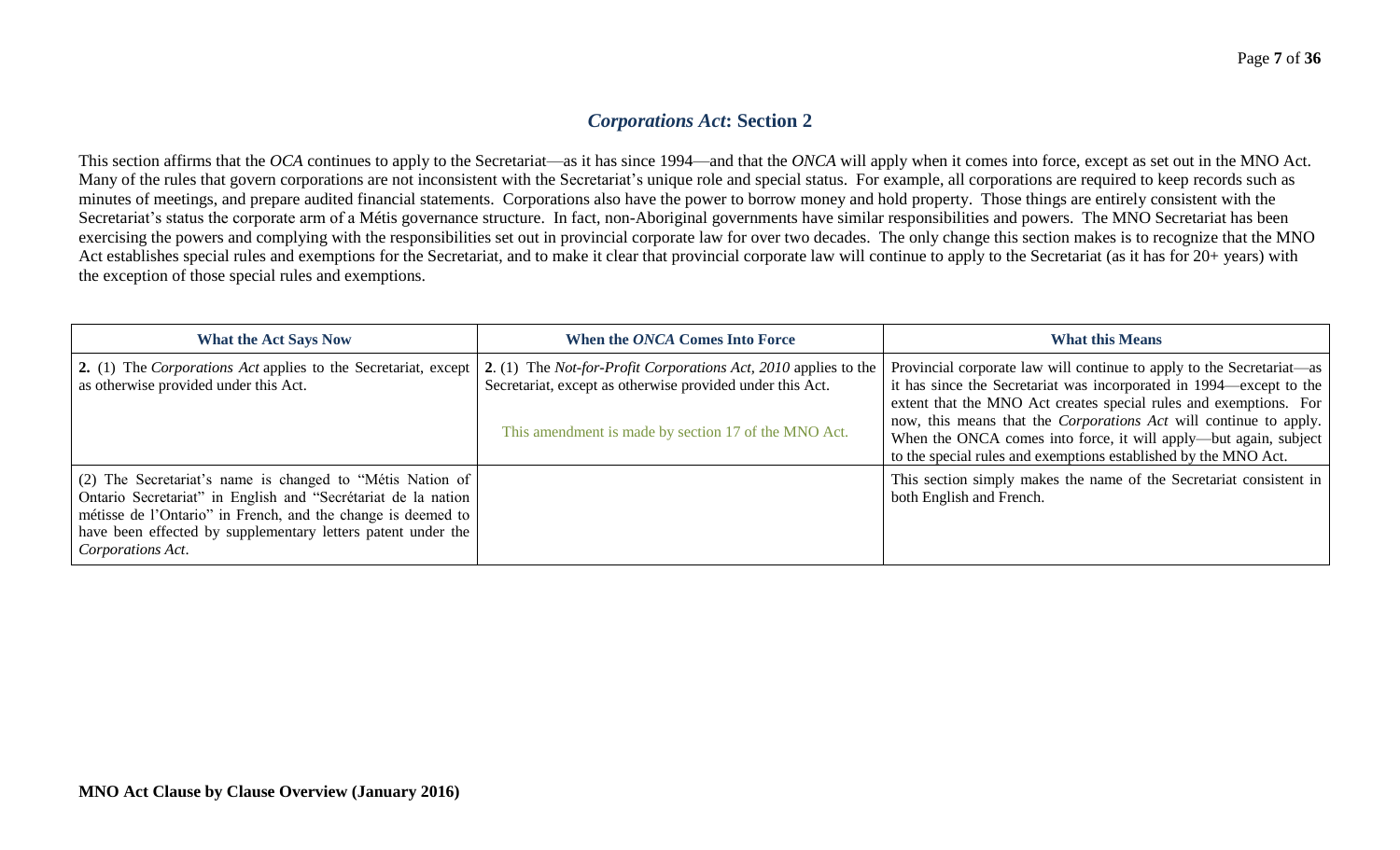## *Corporations Act*: Section 2

This section affirms that the *OCA* continues to apply to the Secretariat—as it has since 1994—and that the *ONCA* will apply when it comes into force, except as set out in the MNO Act. Many of the rules that govern corporations are not inconsistent with the Secretariat's unique role and special status. For example, all corporations are required to keep records such as minutes of meetings, and prepare audited financial statements. Corporations also have the power to borrow money and hold property. Those things are entirely consistent with the Secretariat's status the corporate arm of a Métis governance structure. In fact, non-Aboriginal governments have similar responsibilities and powers. The MNO Secretariat has been exercising the powers and complying with the responsibilities set out in provincial corporate law for over two decades. The only change this section makes is to recognize that the MNO Act establishes special rules and exemptions for the Secretariat, and to make it clear that provincial corporate law will continue to apply to the Secretariat (as it has for 20+ years) with the exception of those special rules and exemptions.

| What the Act Says Now | When the *ONCA* Comes Into Force | What this Means |
|---|---|---|
| **2.** (1) The *Corporations Act* applies to the Secretariat, except as otherwise provided under this Act. | **2**. (1) The *Not-for-Profit Corporations Act, 2010* applies to the Secretariat, except as otherwise provided under this Act.<br><br>This amendment is made by section 17 of the MNO Act. | Provincial corporate law will continue to apply to the Secretariat—as it has since the Secretariat was incorporated in 1994—except to the extent that the MNO Act creates special rules and exemptions. For now, this means that the *Corporations Act* will continue to apply. When the ONCA comes into force, it will apply—but again, subject to the special rules and exemptions established by the MNO Act. |
| (2) The Secretariat's name is changed to "Métis Nation of Ontario Secretariat" in English and "Secrétariat de la nation métisse de l'Ontario" in French, and the change is deemed to have been effected by supplementary letters patent under the *Corporations Act*. | | This section simply makes the name of the Secretariat consistent in both English and French. |

**MNO Act Clause by Clause Overview (January 2016)**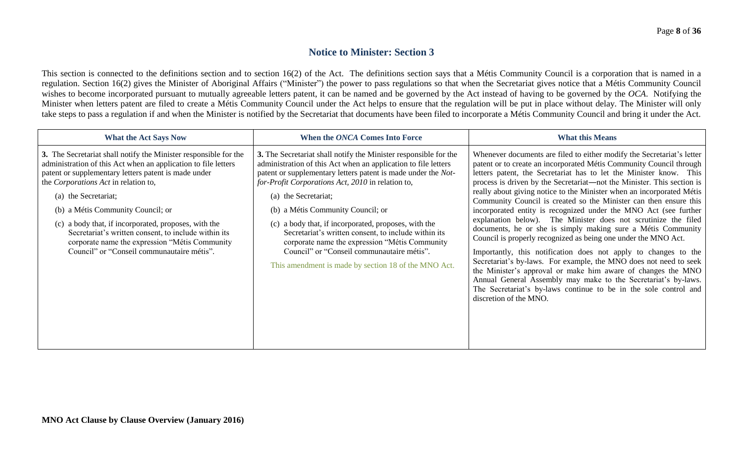## Notice to Minister: Section 3

This section is connected to the definitions section and to section 16(2) of the Act. The definitions section says that a Métis Community Council is a corporation that is named in a regulation. Section 16(2) gives the Minister of Aboriginal Affairs ("Minister") the power to pass regulations so that when the Secretariat gives notice that a Métis Community Council wishes to become incorporated pursuant to mutually agreeable letters patent, it can be named and be governed by the Act instead of having to be governed by the *OCA*. Notifying the Minister when letters patent are filed to create a Métis Community Council under the Act helps to ensure that the regulation will be put in place without delay. The Minister will only take steps to pass a regulation if and when the Minister is notified by the Secretariat that documents have been filed to incorporate a Métis Community Council and bring it under the Act.

| What the Act Says Now | When the *ONCA* Comes Into Force | What this Means |
|---|---|---|
| **3.** The Secretariat shall notify the Minister responsible for the administration of this Act when an application to file letters patent or supplementary letters patent is made under the *Corporations Act* in relation to,<br><br>(a) the Secretariat;<br><br>(b) a Métis Community Council; or<br><br>(c) a body that, if incorporated, proposes, with the Secretariat's written consent, to include within its corporate name the expression "Métis Community Council" or "Conseil communautaire métis". | **3.** The Secretariat shall notify the Minister responsible for the administration of this Act when an application to file letters patent or supplementary letters patent is made under the *Not-for-Profit Corporations Act, 2010* in relation to,<br><br>(a) the Secretariat;<br><br>(b) a Métis Community Council; or<br><br>(c) a body that, if incorporated, proposes, with the Secretariat's written consent, to include within its corporate name the expression "Métis Community Council" or "Conseil communautaire métis".<br><br>This amendment is made by section 18 of the MNO Act. | Whenever documents are filed to either modify the Secretariat's letter patent or to create an incorporated Métis Community Council through letters patent, the Secretariat has to let the Minister know. This process is driven by the Secretariat—not the Minister. This section is really about giving notice to the Minister when an incorporated Métis Community Council is created so the Minister can then ensure this incorporated entity is recognized under the MNO Act (see further explanation below). The Minister does not scrutinize the filed documents, he or she is simply making sure a Métis Community Council is properly recognized as being one under the MNO Act.<br><br>Importantly, this notification does not apply to changes to the Secretariat's by-laws. For example, the MNO does not need to seek the Minister's approval or make him aware of changes the MNO Annual General Assembly may make to the Secretariat's by-laws. The Secretariat's by-laws continue to be in the sole control and discretion of the MNO. |

**MNO Act Clause by Clause Overview (January 2016)**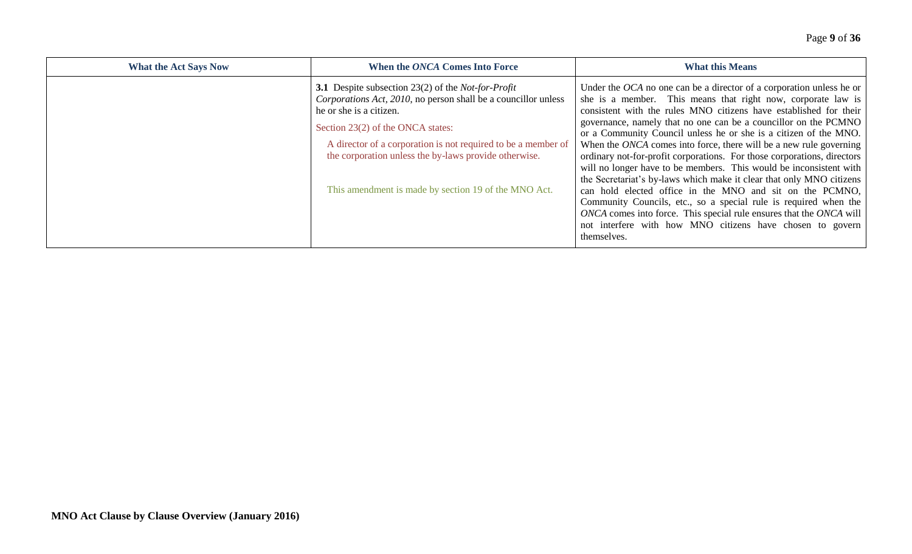| What the Act Says Now | When the *ONCA* Comes Into Force | What this Means |
|---|---|---|
| | **3.1** Despite subsection 23(2) of the *Not-for-Profit Corporations Act, 2010*, no person shall be a councillor unless he or she is a citizen.<br><br>Section 23(2) of the ONCA states:<br><br>A director of a corporation is not required to be a member of the corporation unless the by-laws provide otherwise.<br><br>This amendment is made by section 19 of the MNO Act. | Under the *OCA* no one can be a director of a corporation unless he or she is a member. This means that right now, corporate law is consistent with the rules MNO citizens have established for their governance, namely that no one can be a councillor on the PCMNO or a Community Council unless he or she is a citizen of the MNO. When the *ONCA* comes into force, there will be a new rule governing ordinary not-for-profit corporations. For those corporations, directors will no longer have to be members. This would be inconsistent with the Secretariat's by-laws which make it clear that only MNO citizens can hold elected office in the MNO and sit on the PCMNO, Community Councils, etc., so a special rule is required when the *ONCA* comes into force. This special rule ensures that the *ONCA* will not interfere with how MNO citizens have chosen to govern themselves. |

**MNO Act Clause by Clause Overview (January 2016)**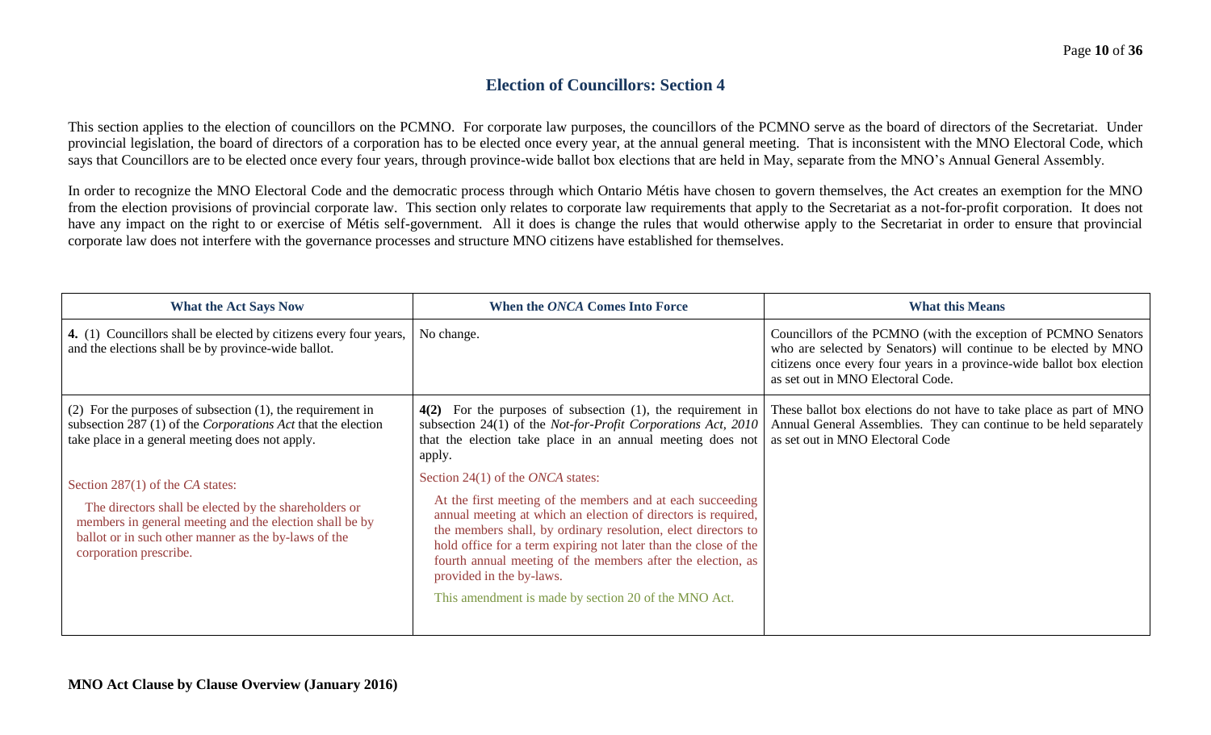## Election of Councillors: Section 4

This section applies to the election of councillors on the PCMNO. For corporate law purposes, the councillors of the PCMNO serve as the board of directors of the Secretariat. Under provincial legislation, the board of directors of a corporation has to be elected once every year, at the annual general meeting. That is inconsistent with the MNO Electoral Code, which says that Councillors are to be elected once every four years, through province-wide ballot box elections that are held in May, separate from the MNO's Annual General Assembly.

In order to recognize the MNO Electoral Code and the democratic process through which Ontario Métis have chosen to govern themselves, the Act creates an exemption for the MNO from the election provisions of provincial corporate law. This section only relates to corporate law requirements that apply to the Secretariat as a not-for-profit corporation. It does not have any impact on the right to or exercise of Métis self-government. All it does is change the rules that would otherwise apply to the Secretariat in order to ensure that provincial corporate law does not interfere with the governance processes and structure MNO citizens have established for themselves.

| What the Act Says Now | When the *ONCA* Comes Into Force | What this Means |
|---|---|---|
| **4.** (1) Councillors shall be elected by citizens every four years, and the elections shall be by province-wide ballot. | No change. | Councillors of the PCMNO (with the exception of PCMNO Senators who are selected by Senators) will continue to be elected by MNO citizens once every four years in a province-wide ballot box election as set out in MNO Electoral Code. |
| (2) For the purposes of subsection (1), the requirement in subsection 287 (1) of the *Corporations Act* that the election take place in a general meeting does not apply.<br><br>Section 287(1) of the *CA* states:<br><br>The directors shall be elected by the shareholders or members in general meeting and the election shall be by ballot or in such other manner as the by-laws of the corporation prescribe. | **4(2)** For the purposes of subsection (1), the requirement in subsection 24(1) of the *Not-for-Profit Corporations Act, 2010* that the election take place in an annual meeting does not apply.<br><br>Section 24(1) of the *ONCA* states:<br><br>At the first meeting of the members and at each succeeding annual meeting at which an election of directors is required, the members shall, by ordinary resolution, elect directors to hold office for a term expiring not later than the close of the fourth annual meeting of the members after the election, as provided in the by-laws.<br><br>This amendment is made by section 20 of the MNO Act. | These ballot box elections do not have to take place as part of MNO Annual General Assemblies. They can continue to be held separately as set out in MNO Electoral Code |

**MNO Act Clause by Clause Overview (January 2016)**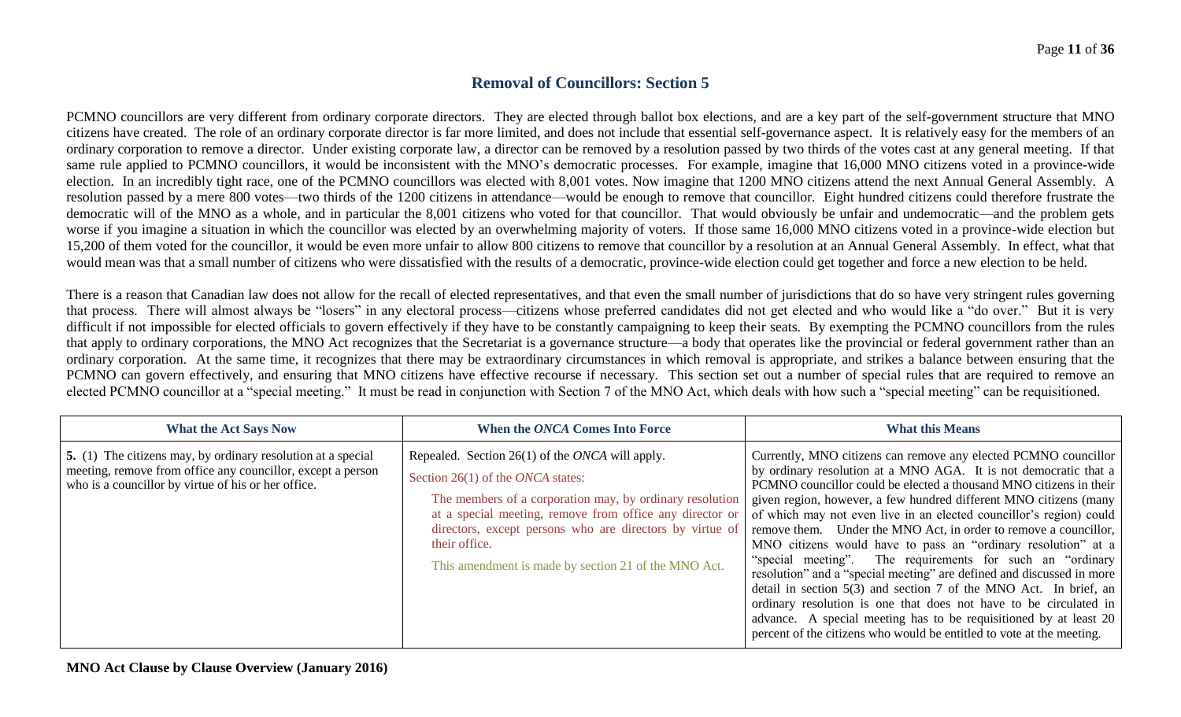## Removal of Councillors: Section 5

PCMNO councillors are very different from ordinary corporate directors. They are elected through ballot box elections, and are a key part of the self-government structure that MNO citizens have created. The role of an ordinary corporate director is far more limited, and does not include that essential self-governance aspect. It is relatively easy for the members of an ordinary corporation to remove a director. Under existing corporate law, a director can be removed by a resolution passed by two thirds of the votes cast at any general meeting. If that same rule applied to PCMNO councillors, it would be inconsistent with the MNO's democratic processes. For example, imagine that 16,000 MNO citizens voted in a province-wide election. In an incredibly tight race, one of the PCMNO councillors was elected with 8,001 votes. Now imagine that 1200 MNO citizens attend the next Annual General Assembly. A resolution passed by a mere 800 votes—two thirds of the 1200 citizens in attendance—would be enough to remove that councillor. Eight hundred citizens could therefore frustrate the democratic will of the MNO as a whole, and in particular the 8,001 citizens who voted for that councillor. That would obviously be unfair and undemocratic—and the problem gets worse if you imagine a situation in which the councillor was elected by an overwhelming majority of voters. If those same 16,000 MNO citizens voted in a province-wide election but 15,200 of them voted for the councillor, it would be even more unfair to allow 800 citizens to remove that councillor by a resolution at an Annual General Assembly. In effect, what that would mean was that a small number of citizens who were dissatisfied with the results of a democratic, province-wide election could get together and force a new election to be held.

There is a reason that Canadian law does not allow for the recall of elected representatives, and that even the small number of jurisdictions that do so have very stringent rules governing that process. There will almost always be "losers" in any electoral process—citizens whose preferred candidates did not get elected and who would like a "do over." But it is very difficult if not impossible for elected officials to govern effectively if they have to be constantly campaigning to keep their seats. By exempting the PCMNO councillors from the rules that apply to ordinary corporations, the MNO Act recognizes that the Secretariat is a governance structure—a body that operates like the provincial or federal government rather than an ordinary corporation. At the same time, it recognizes that there may be extraordinary circumstances in which removal is appropriate, and strikes a balance between ensuring that the PCMNO can govern effectively, and ensuring that MNO citizens have effective recourse if necessary. This section set out a number of special rules that are required to remove an elected PCMNO councillor at a "special meeting." It must be read in conjunction with Section 7 of the MNO Act, which deals with how such a "special meeting" can be requisitioned.

| What the Act Says Now | When the *ONCA* Comes Into Force | What this Means |
|---|---|---|
| **5.** (1) The citizens may, by ordinary resolution at a special meeting, remove from office any councillor, except a person who is a councillor by virtue of his or her office. | Repealed. Section 26(1) of the *ONCA* will apply.<br><br>Section 26(1) of the *ONCA* states:<br><br>The members of a corporation may, by ordinary resolution at a special meeting, remove from office any director or directors, except persons who are directors by virtue of their office.<br><br>This amendment is made by section 21 of the MNO Act. | Currently, MNO citizens can remove any elected PCMNO councillor by ordinary resolution at a MNO AGA. It is not democratic that a PCMNO councillor could be elected a thousand MNO citizens in their given region, however, a few hundred different MNO citizens (many of which may not even live in an elected councillor's region) could remove them. Under the MNO Act, in order to remove a councillor, MNO citizens would have to pass an "ordinary resolution" at a "special meeting". The requirements for such an "ordinary resolution" and a "special meeting" are defined and discussed in more detail in section 5(3) and section 7 of the MNO Act. In brief, an ordinary resolution is one that does not have to be circulated in advance. A special meeting has to be requisitioned by at least 20 percent of the citizens who would be entitled to vote at the meeting. |

**MNO Act Clause by Clause Overview (January 2016)**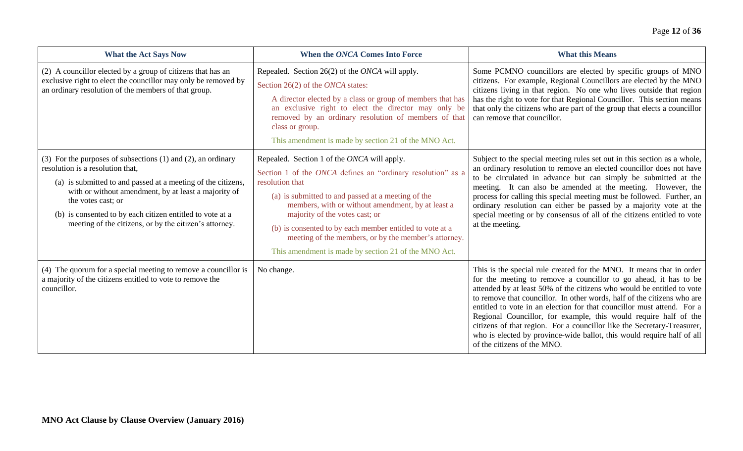| What the Act Says Now | When the *ONCA* Comes Into Force | What this Means |
|---|---|---|
| (2) A councillor elected by a group of citizens that has an exclusive right to elect the councillor may only be removed by an ordinary resolution of the members of that group. | Repealed. Section 26(2) of the *ONCA* will apply.<br><br>Section 26(2) of the *ONCA* states:<br><br>A director elected by a class or group of members that has an exclusive right to elect the director may only be removed by an ordinary resolution of members of that class or group.<br><br>This amendment is made by section 21 of the MNO Act. | Some PCMNO councillors are elected by specific groups of MNO citizens. For example, Regional Councillors are elected by the MNO citizens living in that region. No one who lives outside that region has the right to vote for that Regional Councillor. This section means that only the citizens who are part of the group that elects a councillor can remove that councillor. |
| (3) For the purposes of subsections (1) and (2), an ordinary resolution is a resolution that,<br><br>(a) is submitted to and passed at a meeting of the citizens, with or without amendment, by at least a majority of the votes cast; or<br><br>(b) is consented to by each citizen entitled to vote at a meeting of the citizens, or by the citizen's attorney. | Repealed. Section 1 of the *ONCA* will apply.<br><br>Section 1 of the *ONCA* defines an "ordinary resolution" as a resolution that<br><br>(a) is submitted to and passed at a meeting of the members, with or without amendment, by at least a majority of the votes cast; or<br><br>(b) is consented to by each member entitled to vote at a meeting of the members, or by the member's attorney.<br><br>This amendment is made by section 21 of the MNO Act. | Subject to the special meeting rules set out in this section as a whole, an ordinary resolution to remove an elected councillor does not have to be circulated in advance but can simply be submitted at the meeting. It can also be amended at the meeting. However, the process for calling this special meeting must be followed. Further, an ordinary resolution can either be passed by a majority vote at the special meeting or by consensus of all of the citizens entitled to vote at the meeting. |
| (4) The quorum for a special meeting to remove a councillor is a majority of the citizens entitled to vote to remove the councillor. | No change. | This is the special rule created for the MNO. It means that in order for the meeting to remove a councillor to go ahead, it has to be attended by at least 50% of the citizens who would be entitled to vote to remove that councillor. In other words, half of the citizens who are entitled to vote in an election for that councillor must attend. For a Regional Councillor, for example, this would require half of the citizens of that region. For a councillor like the Secretary-Treasurer, who is elected by province-wide ballot, this would require half of all of the citizens of the MNO. |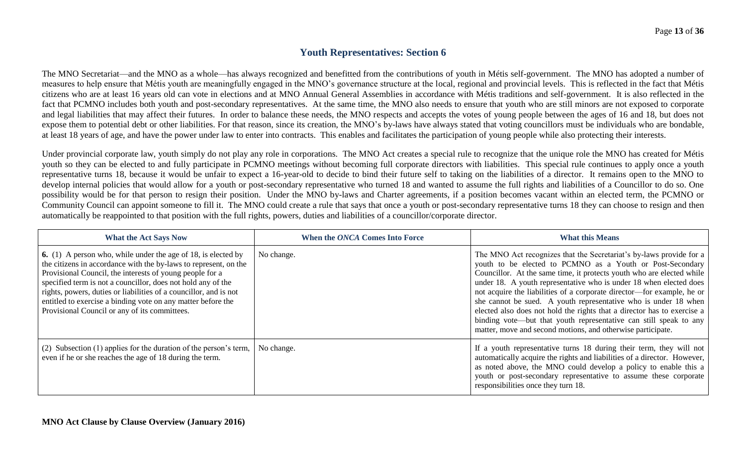## Youth Representatives: Section 6

The MNO Secretariat—and the MNO as a whole—has always recognized and benefitted from the contributions of youth in Métis self-government. The MNO has adopted a number of measures to help ensure that Métis youth are meaningfully engaged in the MNO's governance structure at the local, regional and provincial levels. This is reflected in the fact that Métis citizens who are at least 16 years old can vote in elections and at MNO Annual General Assemblies in accordance with Métis traditions and self-government. It is also reflected in the fact that PCMNO includes both youth and post-secondary representatives. At the same time, the MNO also needs to ensure that youth who are still minors are not exposed to corporate and legal liabilities that may affect their futures. In order to balance these needs, the MNO respects and accepts the votes of young people between the ages of 16 and 18, but does not expose them to potential debt or other liabilities. For that reason, since its creation, the MNO's by-laws have always stated that voting councillors must be individuals who are bondable, at least 18 years of age, and have the power under law to enter into contracts. This enables and facilitates the participation of young people while also protecting their interests.

Under provincial corporate law, youth simply do not play any role in corporations. The MNO Act creates a special rule to recognize that the unique role the MNO has created for Métis youth so they can be elected to and fully participate in PCMNO meetings without becoming full corporate directors with liabilities. This special rule continues to apply once a youth representative turns 18, because it would be unfair to expect a 16-year-old to decide to bind their future self to taking on the liabilities of a director. It remains open to the MNO to develop internal policies that would allow for a youth or post-secondary representative who turned 18 and wanted to assume the full rights and liabilities of a Councillor to do so. One possibility would be for that person to resign their position. Under the MNO by-laws and Charter agreements, if a position becomes vacant within an elected term, the PCMNO or Community Council can appoint someone to fill it. The MNO could create a rule that says that once a youth or post-secondary representative turns 18 they can choose to resign and then automatically be reappointed to that position with the full rights, powers, duties and liabilities of a councillor/corporate director.

| What the Act Says Now | When the *ONCA* Comes Into Force | What this Means |
|---|---|---|
| **6.** (1) A person who, while under the age of 18, is elected by the citizens in accordance with the by-laws to represent, on the Provisional Council, the interests of young people for a specified term is not a councillor, does not hold any of the rights, powers, duties or liabilities of a councillor, and is not entitled to exercise a binding vote on any matter before the Provisional Council or any of its committees. | No change. | The MNO Act recognizes that the Secretariat's by-laws provide for a youth to be elected to PCMNO as a Youth or Post-Secondary Councillor. At the same time, it protects youth who are elected while under 18. A youth representative who is under 18 when elected does not acquire the liabilities of a corporate director—for example, he or she cannot be sued. A youth representative who is under 18 when elected also does not hold the rights that a director has to exercise a binding vote—but that youth representative can still speak to any matter, move and second motions, and otherwise participate. |
| (2) Subsection (1) applies for the duration of the person's term, even if he or she reaches the age of 18 during the term. | No change. | If a youth representative turns 18 during their term, they will not automatically acquire the rights and liabilities of a director. However, as noted above, the MNO could develop a policy to enable this a youth or post-secondary representative to assume these corporate responsibilities once they turn 18. |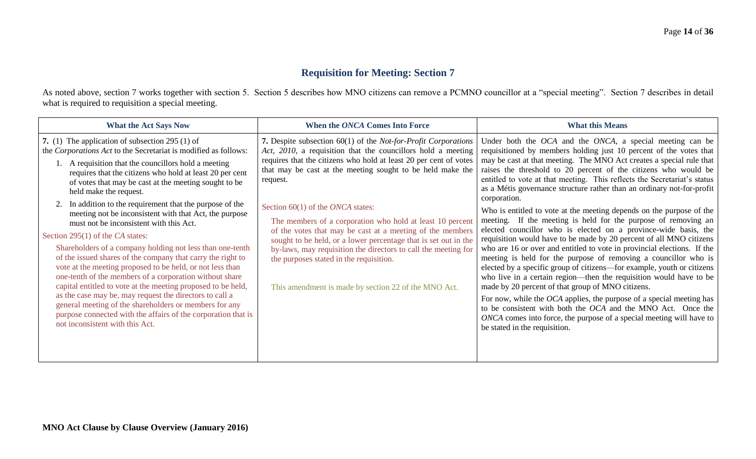## Requisition for Meeting: Section 7

As noted above, section 7 works together with section 5. Section 5 describes how MNO citizens can remove a PCMNO councillor at a "special meeting". Section 7 describes in detail what is required to requisition a special meeting.

| What the Act Says Now | When the *ONCA* Comes Into Force | What this Means |
|---|---|---|
| **7.** (1) The application of subsection 295 (1) of the *Corporations Act* to the Secretariat is modified as follows:<br>1. A requisition that the councillors hold a meeting requires that the citizens who hold at least 20 per cent of votes that may be cast at the meeting sought to be held make the request.<br>2. In addition to the requirement that the purpose of the meeting not be inconsistent with that Act, the purpose must not be inconsistent with this Act.<br><br>Section 295(1) of the *CA* states:<br><br>Shareholders of a company holding not less than one-tenth of the issued shares of the company that carry the right to vote at the meeting proposed to be held, or not less than one-tenth of the members of a corporation without share capital entitled to vote at the meeting proposed to be held, as the case may be, may request the directors to call a general meeting of the shareholders or members for any purpose connected with the affairs of the corporation that is not inconsistent with this Act. | **7.** Despite subsection 60(1) of the *Not-for-Profit Corporations Act, 2010*, a requisition that the councillors hold a meeting requires that the citizens who hold at least 20 per cent of votes that may be cast at the meeting sought to be held make the request.<br><br>Section 60(1) of the *ONCA* states:<br><br>The members of a corporation who hold at least 10 percent of the votes that may be cast at a meeting of the members sought to be held, or a lower percentage that is set out in the by-laws, may requisition the directors to call the meeting for the purposes stated in the requisition.<br><br>This amendment is made by section 22 of the MNO Act. | Under both the *OCA* and the *ONCA*, a special meeting can be requisitioned by members holding just 10 percent of the votes that may be cast at that meeting. The MNO Act creates a special rule that raises the threshold to 20 percent of the citizens who would be entitled to vote at that meeting. This reflects the Secretariat's status as a Métis governance structure rather than an ordinary not-for-profit corporation.<br><br>Who is entitled to vote at the meeting depends on the purpose of the meeting. If the meeting is held for the purpose of removing an elected councillor who is elected on a province-wide basis, the requisition would have to be made by 20 percent of all MNO citizens who are 16 or over and entitled to vote in provincial elections. If the meeting is held for the purpose of removing a councillor who is elected by a specific group of citizens—for example, youth or citizens who live in a certain region—then the requisition would have to be made by 20 percent of that group of MNO citizens.<br><br>For now, while the *OCA* applies, the purpose of a special meeting has to be consistent with both the *OCA* and the MNO Act. Once the *ONCA* comes into force, the purpose of a special meeting will have to be stated in the requisition. |

**MNO Act Clause by Clause Overview (January 2016)**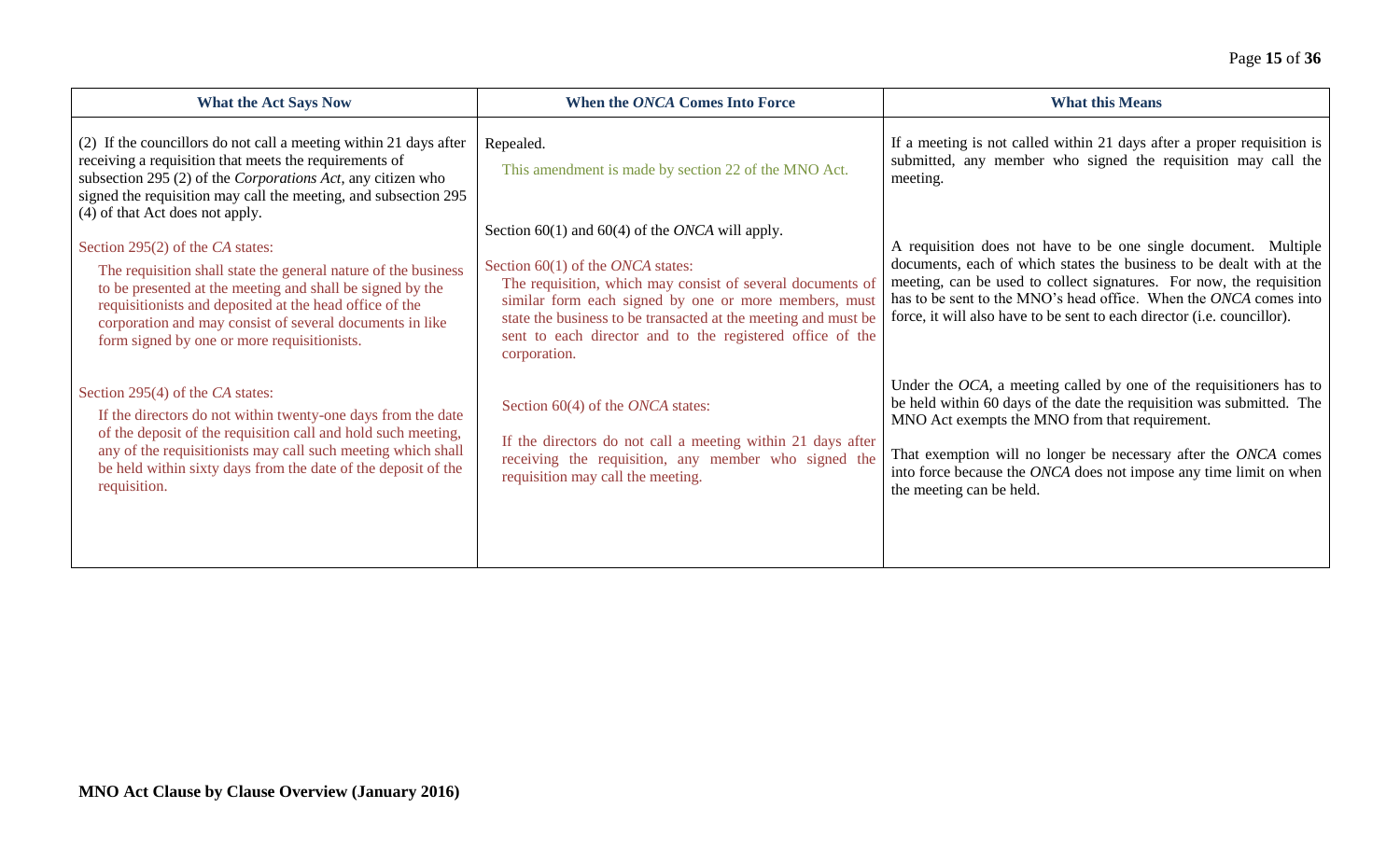| What the Act Says Now | When the *ONCA* Comes Into Force | What this Means |
|---|---|---|
| (2) If the councillors do not call a meeting within 21 days after receiving a requisition that meets the requirements of subsection 295 (2) of the *Corporations Act*, any citizen who signed the requisition may call the meeting, and subsection 295 (4) of that Act does not apply.<br><br>Section 295(2) of the *CA* states:<br><br>The requisition shall state the general nature of the business to be presented at the meeting and shall be signed by the requisitionists and deposited at the head office of the corporation and may consist of several documents in like form signed by one or more requisitionists.<br><br>Section 295(4) of the *CA* states:<br><br>If the directors do not within twenty-one days from the date of the deposit of the requisition call and hold such meeting, any of the requisitionists may call such meeting which shall be held within sixty days from the date of the deposit of the requisition. | Repealed.<br><br>This amendment is made by section 22 of the MNO Act.<br><br>Section 60(1) and 60(4) of the *ONCA* will apply.<br><br>Section 60(1) of the *ONCA* states:<br><br>The requisition, which may consist of several documents of similar form each signed by one or more members, must state the business to be transacted at the meeting and must be sent to each director and to the registered office of the corporation.<br><br>Section 60(4) of the *ONCA* states:<br><br>If the directors do not call a meeting within 21 days after receiving the requisition, any member who signed the requisition may call the meeting. | If a meeting is not called within 21 days after a proper requisition is submitted, any member who signed the requisition may call the meeting.<br><br>A requisition does not have to be one single document. Multiple documents, each of which states the business to be dealt with at the meeting, can be used to collect signatures. For now, the requisition has to be sent to the MNO's head office. When the *ONCA* comes into force, it will also have to be sent to each director (i.e. councillor).<br><br>Under the *OCA*, a meeting called by one of the requisitioners has to be held within 60 days of the date the requisition was submitted. The MNO Act exempts the MNO from that requirement.<br><br>That exemption will no longer be necessary after the *ONCA* comes into force because the *ONCA* does not impose any time limit on when the meeting can be held. |

**MNO Act Clause by Clause Overview (January 2016)**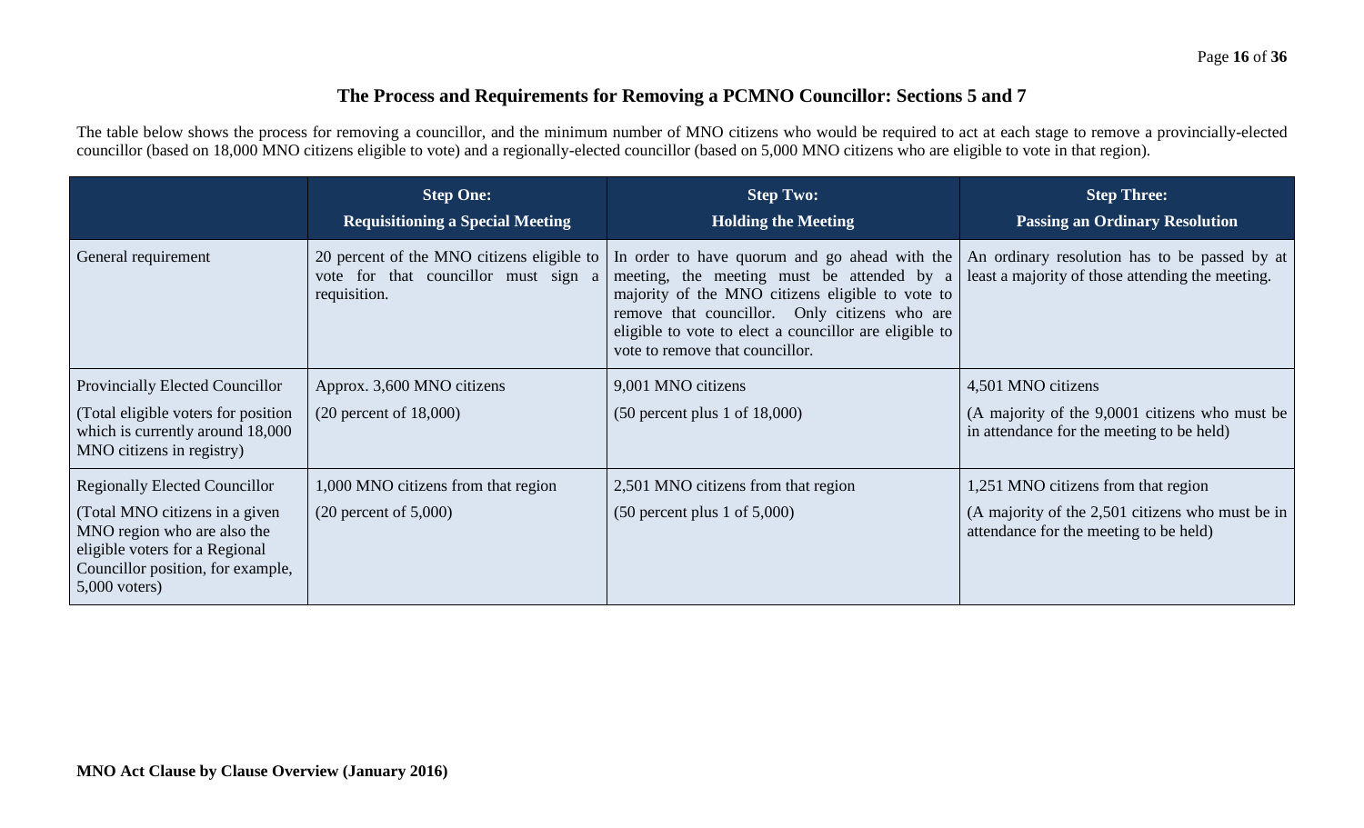## The Process and Requirements for Removing a PCMNO Councillor: Sections 5 and 7

The table below shows the process for removing a councillor, and the minimum number of MNO citizens who would be required to act at each stage to remove a provincially-elected councillor (based on 18,000 MNO citizens eligible to vote) and a regionally-elected councillor (based on 5,000 MNO citizens who are eligible to vote in that region).

| | **Step One:** **Requisitioning a Special Meeting** | **Step Two:** **Holding the Meeting** | **Step Three:** **Passing an Ordinary Resolution** |
|---|---|---|---|
| General requirement | 20 percent of the MNO citizens eligible to vote for that councillor must sign a requisition. | In order to have quorum and go ahead with the meeting, the meeting must be attended by a majority of the MNO citizens eligible to vote to remove that councillor. Only citizens who are eligible to vote to elect a councillor are eligible to vote to remove that councillor. | An ordinary resolution has to be passed by at least a majority of those attending the meeting. |
| Provincially Elected Councillor<br><br>(Total eligible voters for position which is currently around 18,000 MNO citizens in registry) | Approx. 3,600 MNO citizens<br><br>(20 percent of 18,000) | 9,001 MNO citizens<br><br>(50 percent plus 1 of 18,000) | 4,501 MNO citizens<br><br>(A majority of the 9,0001 citizens who must be in attendance for the meeting to be held) |
| Regionally Elected Councillor<br><br>(Total MNO citizens in a given MNO region who are also the eligible voters for a Regional Councillor position, for example, 5,000 voters) | 1,000 MNO citizens from that region<br><br>(20 percent of 5,000) | 2,501 MNO citizens from that region<br><br>(50 percent plus 1 of 5,000) | 1,251 MNO citizens from that region<br><br>(A majority of the 2,501 citizens who must be in attendance for the meeting to be held) |

**MNO Act Clause by Clause Overview (January 2016)**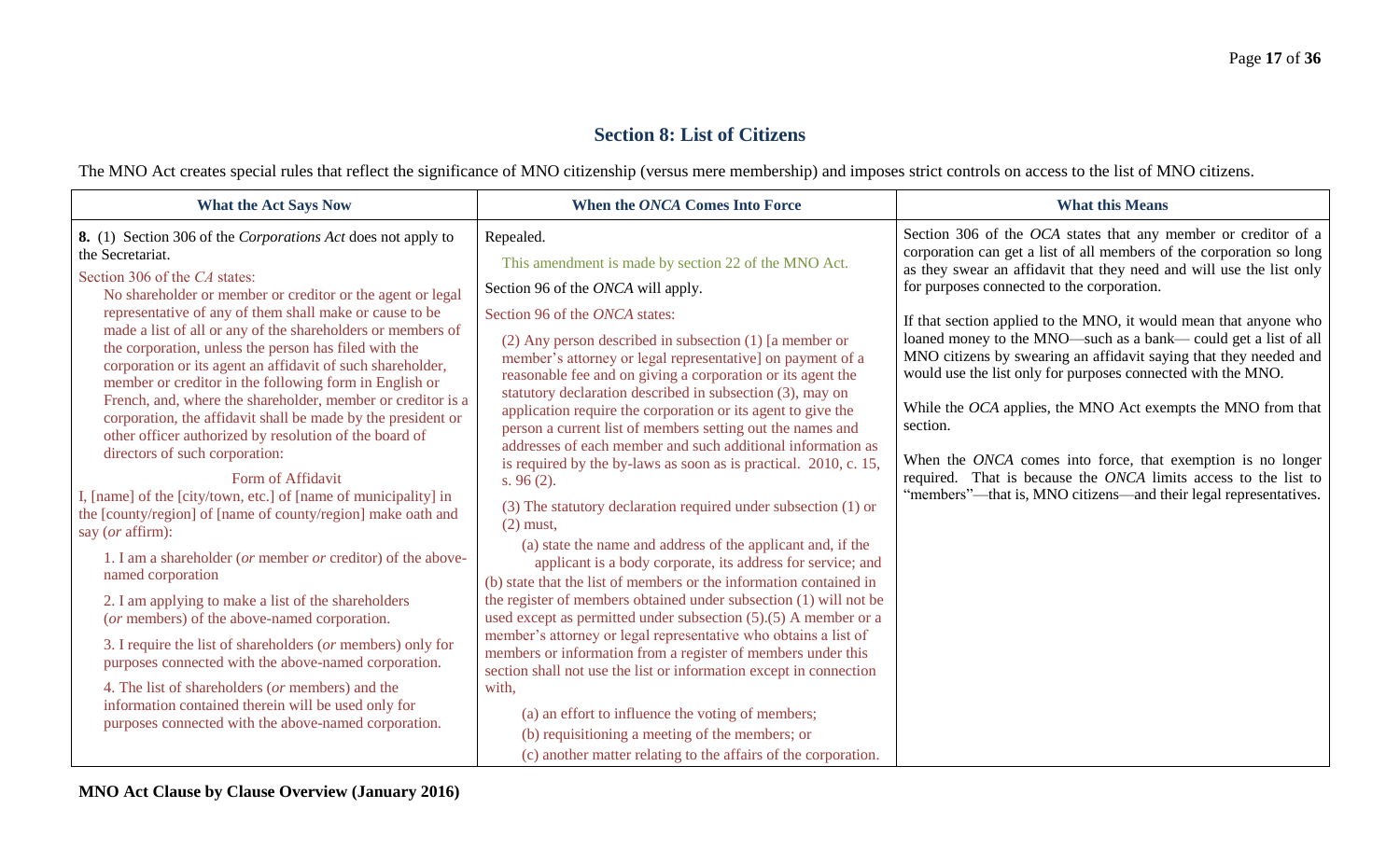## Section 8: List of Citizens

The MNO Act creates special rules that reflect the significance of MNO citizenship (versus mere membership) and imposes strict controls on access to the list of MNO citizens.

| What the Act Says Now | When the *ONCA* Comes Into Force | What this Means |
|---|---|---|
| **8.** (1) Section 306 of the *Corporations Act* does not apply to the Secretariat.<br><br>Section 306 of the *CA* states:<br>No shareholder or member or creditor or the agent or legal representative of any of them shall make or cause to be made a list of all or any of the shareholders or members of the corporation, unless the person has filed with the corporation or its agent an affidavit of such shareholder, member or creditor in the following form in English or French, and, where the shareholder, member or creditor is a corporation, the affidavit shall be made by the president or other officer authorized by resolution of the board of directors of such corporation:<br><br>Form of Affidavit<br>I, [name] of the [city/town, etc.] of [name of municipality] in the [county/region] of [name of county/region] make oath and say (*or* affirm):<br><br>1. I am a shareholder (*or* member *or* creditor) of the above-named corporation<br><br>2. I am applying to make a list of the shareholders (*or* members) of the above-named corporation.<br><br>3. I require the list of shareholders (*or* members) only for purposes connected with the above-named corporation.<br><br>4. The list of shareholders (*or* members) and the information contained therein will be used only for purposes connected with the above-named corporation. | Repealed.<br><br>This amendment is made by section 22 of the MNO Act.<br><br>Section 96 of the *ONCA* will apply.<br><br>Section 96 of the *ONCA* states:<br><br>(2) Any person described in subsection (1) [a member or member's attorney or legal representative] on payment of a reasonable fee and on giving a corporation or its agent the statutory declaration described in subsection (3), may on application require the corporation or its agent to give the person a current list of members setting out the names and addresses of each member and such additional information as is required by the by-laws as soon as is practical. 2010, c. 15, s. 96 (2).<br><br>(3) The statutory declaration required under subsection (1) or (2) must,<br><br>(a) state the name and address of the applicant and, if the applicant is a body corporate, its address for service; and<br>(b) state that the list of members or the information contained in the register of members obtained under subsection (1) will not be used except as permitted under subsection (5).(5) A member or a member's attorney or legal representative who obtains a list of members or information from a register of members under this section shall not use the list or information except in connection with,<br><br>(a) an effort to influence the voting of members;<br>(b) requisitioning a meeting of the members; or<br>(c) another matter relating to the affairs of the corporation. | Section 306 of the *OCA* states that any member or creditor of a corporation can get a list of all members of the corporation so long as they swear an affidavit that they need and will use the list only for purposes connected to the corporation.<br><br>If that section applied to the MNO, it would mean that anyone who loaned money to the MNO—such as a bank— could get a list of all MNO citizens by swearing an affidavit saying that they needed and would use the list only for purposes connected with the MNO.<br><br>While the *OCA* applies, the MNO Act exempts the MNO from that section.<br><br>When the *ONCA* comes into force, that exemption is no longer required. That is because the *ONCA* limits access to the list to "members"—that is, MNO citizens—and their legal representatives. |

**MNO Act Clause by Clause Overview (January 2016)**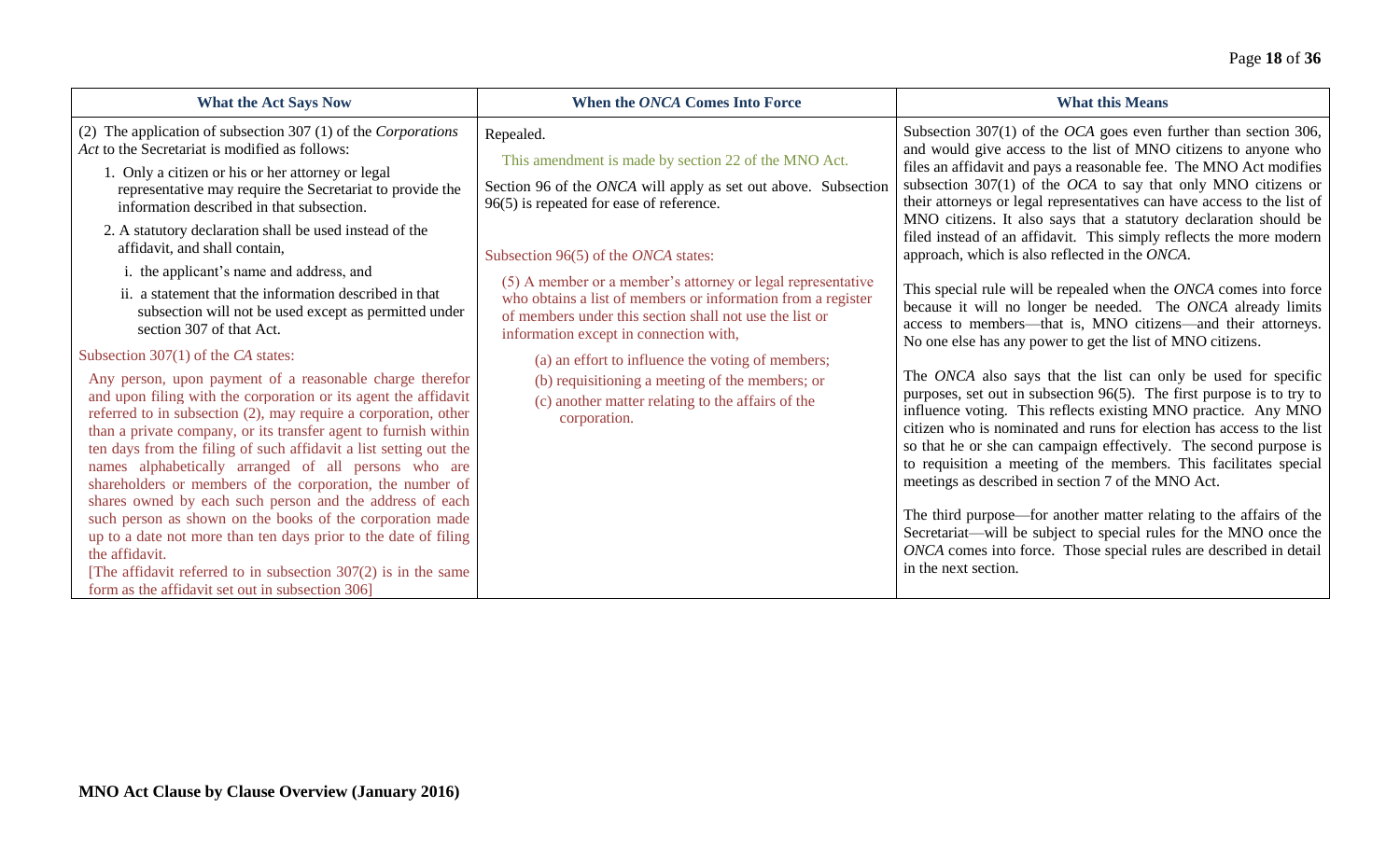| What the Act Says Now | When the *ONCA* Comes Into Force | What this Means |
|---|---|---|
| (2) The application of subsection 307 (1) of the *Corporations Act* to the Secretariat is modified as follows:<br><br>1. Only a citizen or his or her attorney or legal representative may require the Secretariat to provide the information described in that subsection.<br><br>2. A statutory declaration shall be used instead of the affidavit, and shall contain,<br><br>i. the applicant's name and address, and<br><br>ii. a statement that the information described in that subsection will not be used except as permitted under section 307 of that Act.<br><br>Subsection 307(1) of the *CA* states:<br><br>Any person, upon payment of a reasonable charge therefor and upon filing with the corporation or its agent the affidavit referred to in subsection (2), may require a corporation, other than a private company, or its transfer agent to furnish within ten days from the filing of such affidavit a list setting out the names alphabetically arranged of all persons who are shareholders or members of the corporation, the number of shares owned by each such person and the address of each such person as shown on the books of the corporation made up to a date not more than ten days prior to the date of filing the affidavit.<br><br>[The affidavit referred to in subsection 307(2) is in the same form as the affidavit set out in subsection 306] | Repealed.<br><br>This amendment is made by section 22 of the MNO Act.<br><br>Section 96 of the *ONCA* will apply as set out above. Subsection 96(5) is repeated for ease of reference.<br><br>Subsection 96(5) of the *ONCA* states:<br><br>(5) A member or a member's attorney or legal representative who obtains a list of members or information from a register of members under this section shall not use the list or information except in connection with,<br><br>(a) an effort to influence the voting of members;<br><br>(b) requisitioning a meeting of the members; or<br><br>(c) another matter relating to the affairs of the corporation. | Subsection 307(1) of the *OCA* goes even further than section 306, and would give access to the list of MNO citizens to anyone who files an affidavit and pays a reasonable fee. The MNO Act modifies subsection 307(1) of the *OCA* to say that only MNO citizens or their attorneys or legal representatives can have access to the list of MNO citizens. It also says that a statutory declaration should be filed instead of an affidavit. This simply reflects the more modern approach, which is also reflected in the *ONCA*.<br><br>This special rule will be repealed when the *ONCA* comes into force because it will no longer be needed. The *ONCA* already limits access to members—that is, MNO citizens—and their attorneys. No one else has any power to get the list of MNO citizens.<br><br>The *ONCA* also says that the list can only be used for specific purposes, set out in subsection 96(5). The first purpose is to try to influence voting. This reflects existing MNO practice. Any MNO citizen who is nominated and runs for election has access to the list so that he or she can campaign effectively. The second purpose is to requisition a meeting of the members. This facilitates special meetings as described in section 7 of the MNO Act.<br><br>The third purpose—for another matter relating to the affairs of the Secretariat—will be subject to special rules for the MNO once the *ONCA* comes into force. Those special rules are described in detail in the next section. |

**MNO Act Clause by Clause Overview (January 2016)**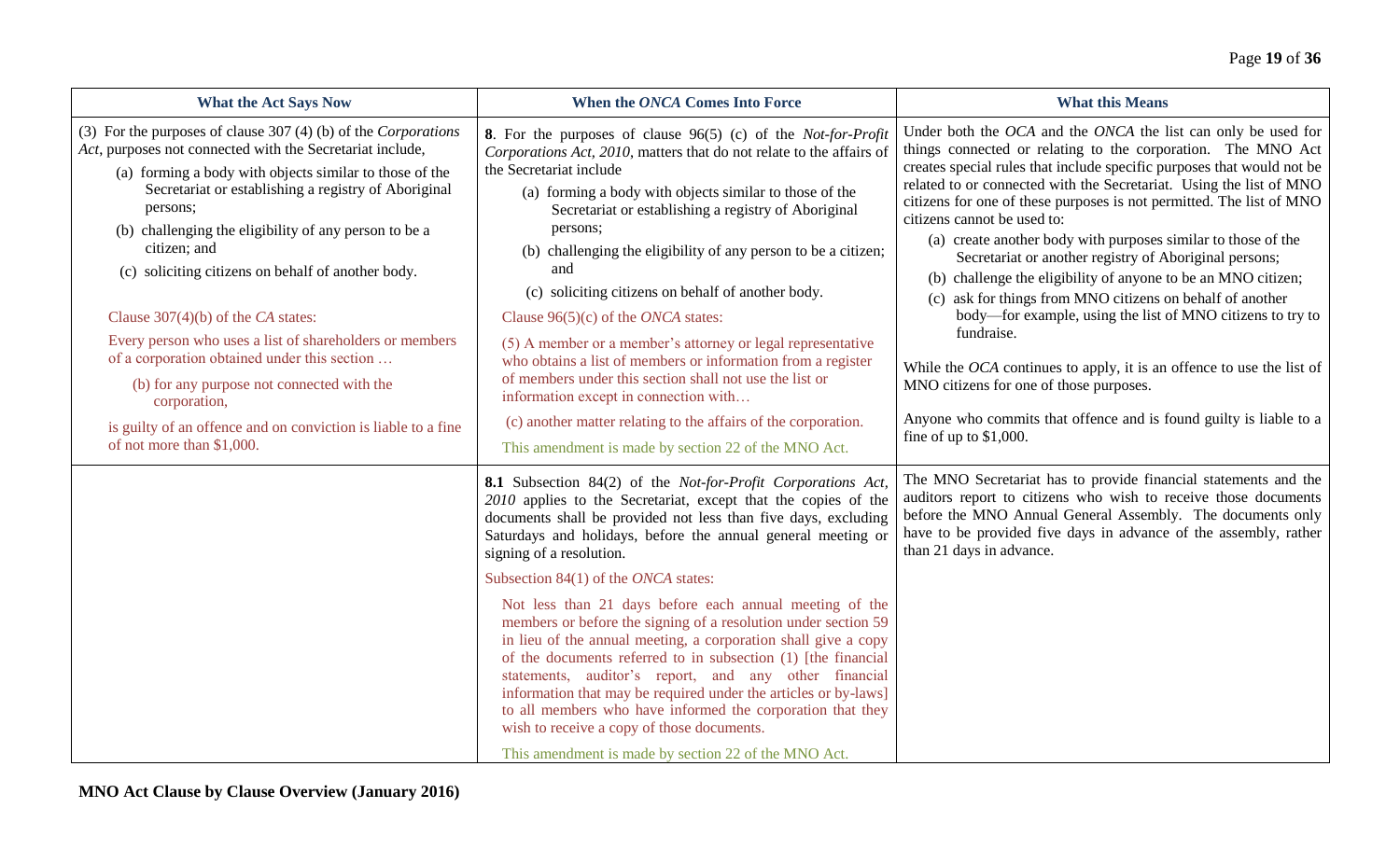| What the Act Says Now | When the *ONCA* Comes Into Force | What this Means |
|---|---|---|
| (3) For the purposes of clause 307 (4) (b) of the *Corporations Act*, purposes not connected with the Secretariat include,<br>(a) forming a body with objects similar to those of the Secretariat or establishing a registry of Aboriginal persons;<br>(b) challenging the eligibility of any person to be a citizen; and<br>(c) soliciting citizens on behalf of another body.<br><br>Clause 307(4)(b) of the *CA* states:<br>Every person who uses a list of shareholders or members of a corporation obtained under this section …<br>(b) for any purpose not connected with the corporation,<br>is guilty of an offence and on conviction is liable to a fine of not more than $1,000. | **8**. For the purposes of clause 96(5) (c) of the *Not-for-Profit Corporations Act, 2010*, matters that do not relate to the affairs of the Secretariat include<br>(a) forming a body with objects similar to those of the Secretariat or establishing a registry of Aboriginal persons;<br>(b) challenging the eligibility of any person to be a citizen; and<br>(c) soliciting citizens on behalf of another body.<br>Clause 96(5)(c) of the *ONCA* states:<br>(5) A member or a member's attorney or legal representative who obtains a list of members or information from a register of members under this section shall not use the list or information except in connection with…<br>(c) another matter relating to the affairs of the corporation.<br>This amendment is made by section 22 of the MNO Act. | Under both the *OCA* and the *ONCA* the list can only be used for things connected or relating to the corporation. The MNO Act creates special rules that include specific purposes that would not be related to or connected with the Secretariat. Using the list of MNO citizens for one of these purposes is not permitted. The list of MNO citizens cannot be used to:<br>(a) create another body with purposes similar to those of the Secretariat or another registry of Aboriginal persons;<br>(b) challenge the eligibility of anyone to be an MNO citizen;<br>(c) ask for things from MNO citizens on behalf of another body—for example, using the list of MNO citizens to try to fundraise.<br><br>While the *OCA* continues to apply, it is an offence to use the list of MNO citizens for one of those purposes.<br><br>Anyone who commits that offence and is found guilty is liable to a fine of up to $1,000. |
| | **8.1** Subsection 84(2) of the *Not-for-Profit Corporations Act, 2010* applies to the Secretariat, except that the copies of the documents shall be provided not less than five days, excluding Saturdays and holidays, before the annual general meeting or signing of a resolution.<br>Subsection 84(1) of the *ONCA* states:<br>Not less than 21 days before each annual meeting of the members or before the signing of a resolution under section 59 in lieu of the annual meeting, a corporation shall give a copy of the documents referred to in subsection (1) [the financial statements, auditor's report, and any other financial information that may be required under the articles or by-laws] to all members who have informed the corporation that they wish to receive a copy of those documents.<br>This amendment is made by section 22 of the MNO Act. | The MNO Secretariat has to provide financial statements and the auditors report to citizens who wish to receive those documents before the MNO Annual General Assembly. The documents only have to be provided five days in advance of the assembly, rather than 21 days in advance. |

**MNO Act Clause by Clause Overview (January 2016)**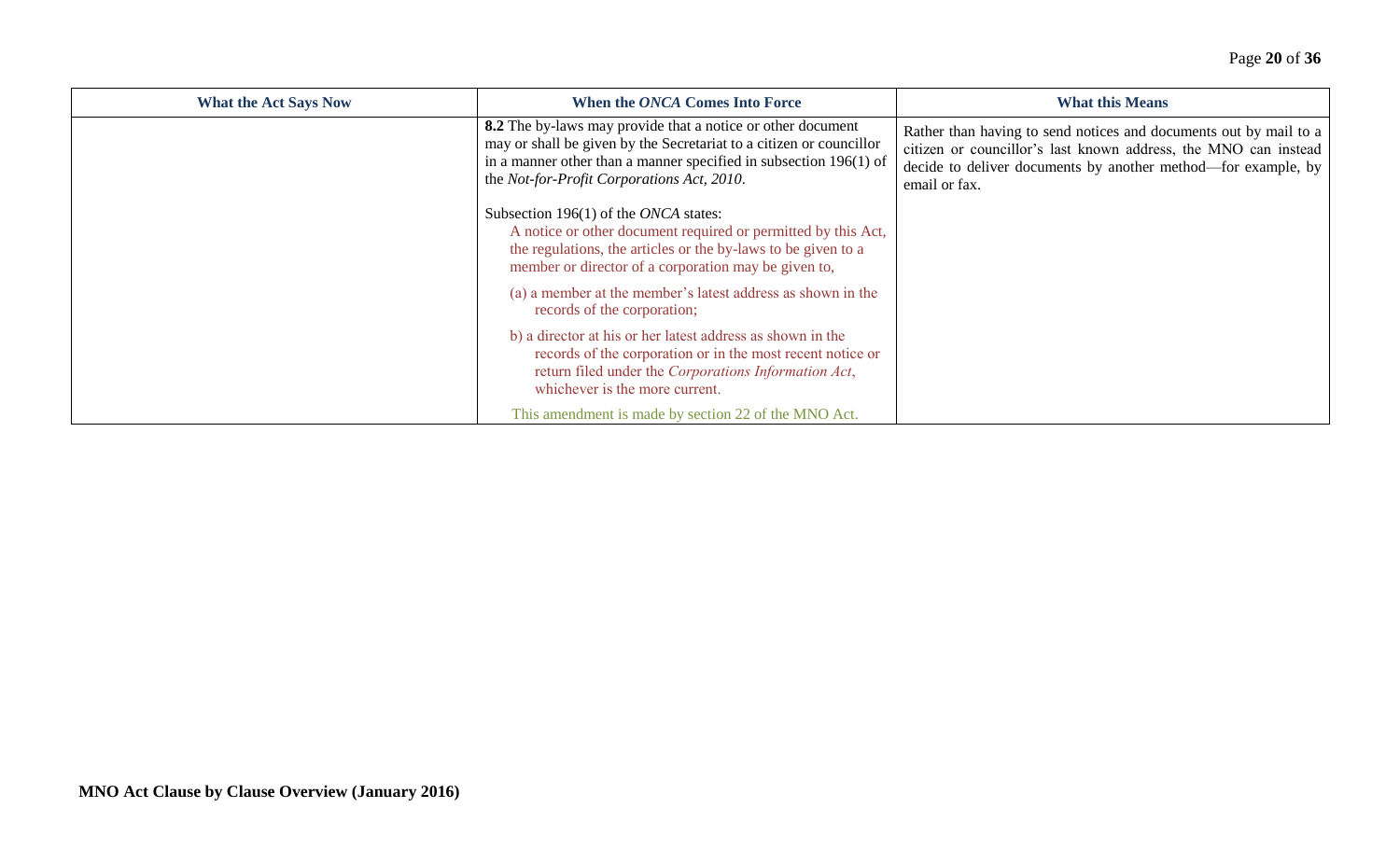| What the Act Says Now | When the *ONCA* Comes Into Force | What this Means |
|---|---|---|
| | **8.2** The by-laws may provide that a notice or other document may or shall be given by the Secretariat to a citizen or councillor in a manner other than a manner specified in subsection 196(1) of the *Not-for-Profit Corporations Act, 2010*.<br><br>Subsection 196(1) of the *ONCA* states:<br>A notice or other document required or permitted by this Act, the regulations, the articles or the by-laws to be given to a member or director of a corporation may be given to,<br><br>(a) a member at the member's latest address as shown in the records of the corporation;<br><br>b) a director at his or her latest address as shown in the records of the corporation or in the most recent notice or return filed under the *Corporations Information Act*, whichever is the more current.<br><br>This amendment is made by section 22 of the MNO Act. | Rather than having to send notices and documents out by mail to a citizen or councillor's last known address, the MNO can instead decide to deliver documents by another method—for example, by email or fax. |

MNO Act Clause by Clause Overview (January 2016)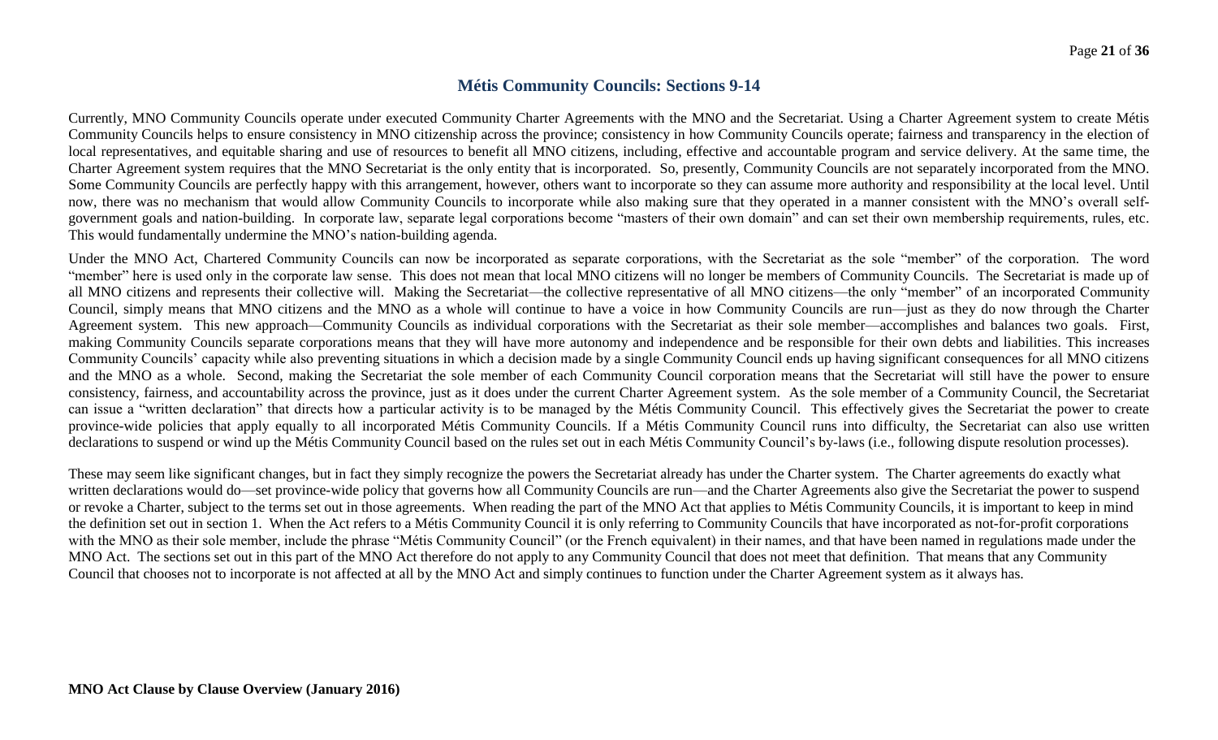## Métis Community Councils: Sections 9-14

Currently, MNO Community Councils operate under executed Community Charter Agreements with the MNO and the Secretariat. Using a Charter Agreement system to create Métis Community Councils helps to ensure consistency in MNO citizenship across the province; consistency in how Community Councils operate; fairness and transparency in the election of local representatives, and equitable sharing and use of resources to benefit all MNO citizens, including, effective and accountable program and service delivery. At the same time, the Charter Agreement system requires that the MNO Secretariat is the only entity that is incorporated. So, presently, Community Councils are not separately incorporated from the MNO. Some Community Councils are perfectly happy with this arrangement, however, others want to incorporate so they can assume more authority and responsibility at the local level. Until now, there was no mechanism that would allow Community Councils to incorporate while also making sure that they operated in a manner consistent with the MNO's overall self-government goals and nation-building. In corporate law, separate legal corporations become "masters of their own domain" and can set their own membership requirements, rules, etc. This would fundamentally undermine the MNO's nation-building agenda.

Under the MNO Act, Chartered Community Councils can now be incorporated as separate corporations, with the Secretariat as the sole "member" of the corporation. The word "member" here is used only in the corporate law sense. This does not mean that local MNO citizens will no longer be members of Community Councils. The Secretariat is made up of all MNO citizens and represents their collective will. Making the Secretariat—the collective representative of all MNO citizens—the only "member" of an incorporated Community Council, simply means that MNO citizens and the MNO as a whole will continue to have a voice in how Community Councils are run—just as they do now through the Charter Agreement system. This new approach—Community Councils as individual corporations with the Secretariat as their sole member—accomplishes and balances two goals. First, making Community Councils separate corporations means that they will have more autonomy and independence and be responsible for their own debts and liabilities. This increases Community Councils' capacity while also preventing situations in which a decision made by a single Community Council ends up having significant consequences for all MNO citizens and the MNO as a whole. Second, making the Secretariat the sole member of each Community Council corporation means that the Secretariat will still have the power to ensure consistency, fairness, and accountability across the province, just as it does under the current Charter Agreement system. As the sole member of a Community Council, the Secretariat can issue a "written declaration" that directs how a particular activity is to be managed by the Métis Community Council. This effectively gives the Secretariat the power to create province-wide policies that apply equally to all incorporated Métis Community Councils. If a Métis Community Council runs into difficulty, the Secretariat can also use written declarations to suspend or wind up the Métis Community Council based on the rules set out in each Métis Community Council's by-laws (i.e., following dispute resolution processes).

These may seem like significant changes, but in fact they simply recognize the powers the Secretariat already has under the Charter system. The Charter agreements do exactly what written declarations would do—set province-wide policy that governs how all Community Councils are run—and the Charter Agreements also give the Secretariat the power to suspend or revoke a Charter, subject to the terms set out in those agreements. When reading the part of the MNO Act that applies to Métis Community Councils, it is important to keep in mind the definition set out in section 1. When the Act refers to a Métis Community Council it is only referring to Community Councils that have incorporated as not-for-profit corporations with the MNO as their sole member, include the phrase "Métis Community Council" (or the French equivalent) in their names, and that have been named in regulations made under the MNO Act. The sections set out in this part of the MNO Act therefore do not apply to any Community Council that does not meet that definition. That means that any Community Council that chooses not to incorporate is not affected at all by the MNO Act and simply continues to function under the Charter Agreement system as it always has.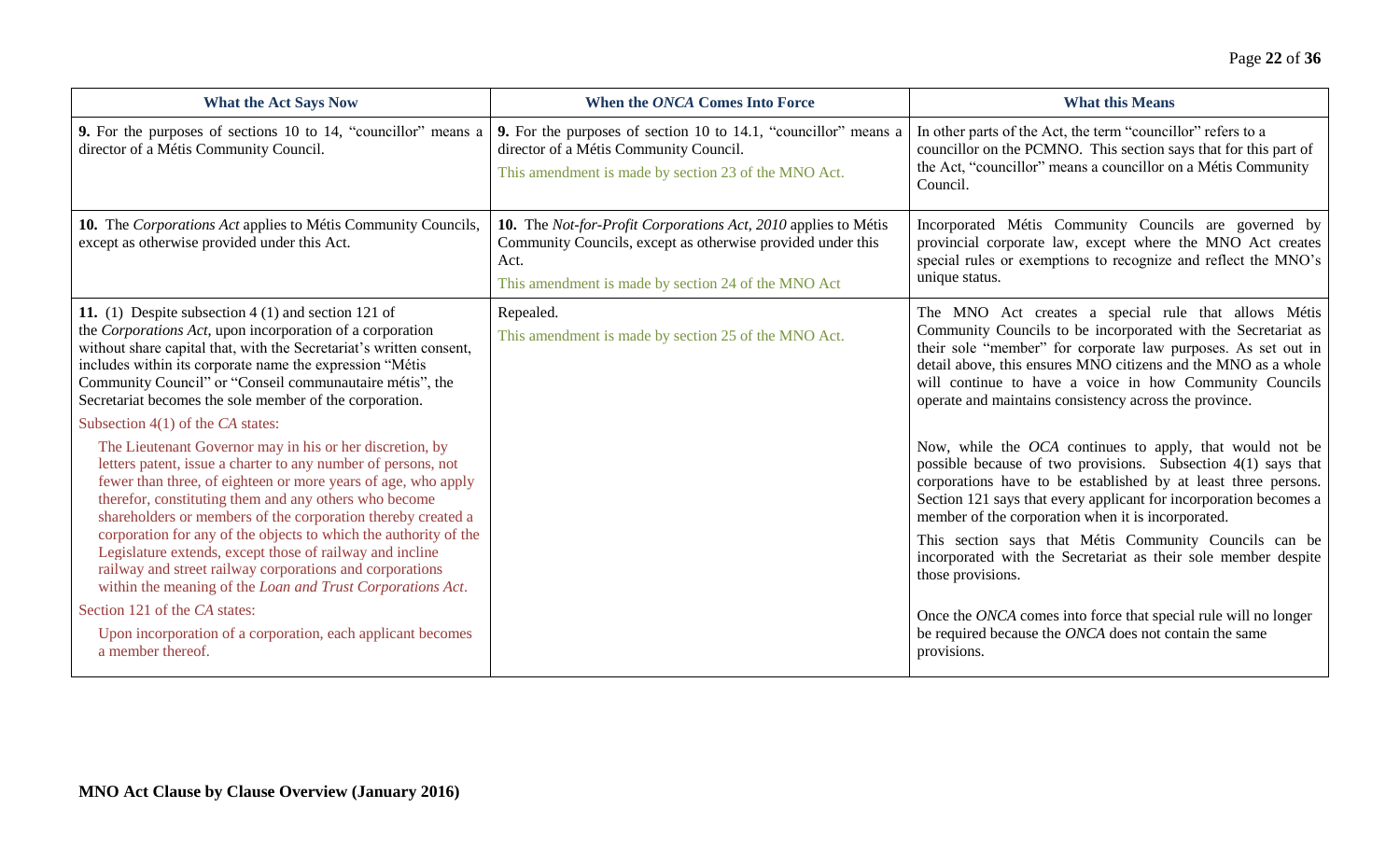| What the Act Says Now | When the *ONCA* Comes Into Force | What this Means |
|---|---|---|
| **9.** For the purposes of sections 10 to 14, "councillor" means a director of a Métis Community Council. | **9.** For the purposes of section 10 to 14.1, "councillor" means a director of a Métis Community Council.<br><br>This amendment is made by section 23 of the MNO Act. | In other parts of the Act, the term "councillor" refers to a councillor on the PCMNO. This section says that for this part of the Act, "councillor" means a councillor on a Métis Community Council. |
| **10.** The *Corporations Act* applies to Métis Community Councils, except as otherwise provided under this Act. | **10.** The *Not-for-Profit Corporations Act, 2010* applies to Métis Community Councils, except as otherwise provided under this Act.<br><br>This amendment is made by section 24 of the MNO Act | Incorporated Métis Community Councils are governed by provincial corporate law, except where the MNO Act creates special rules or exemptions to recognize and reflect the MNO's unique status. |
| **11.** (1) Despite subsection 4 (1) and section 121 of the *Corporations Act*, upon incorporation of a corporation without share capital that, with the Secretariat's written consent, includes within its corporate name the expression "Métis Community Council" or "Conseil communautaire métis", the Secretariat becomes the sole member of the corporation.<br><br>Subsection 4(1) of the *CA* states:<br><br>The Lieutenant Governor may in his or her discretion, by letters patent, issue a charter to any number of persons, not fewer than three, of eighteen or more years of age, who apply therefor, constituting them and any others who become shareholders or members of the corporation thereby created a corporation for any of the objects to which the authority of the Legislature extends, except those of railway and incline railway and street railway corporations and corporations within the meaning of the *Loan and Trust Corporations Act*.<br><br>Section 121 of the *CA* states:<br><br>Upon incorporation of a corporation, each applicant becomes a member thereof. | Repealed.<br><br>This amendment is made by section 25 of the MNO Act. | The MNO Act creates a special rule that allows Métis Community Councils to be incorporated with the Secretariat as their sole "member" for corporate law purposes. As set out in detail above, this ensures MNO citizens and the MNO as a whole will continue to have a voice in how Community Councils operate and maintains consistency across the province.<br><br>Now, while the *OCA* continues to apply, that would not be possible because of two provisions. Subsection 4(1) says that corporations have to be established by at least three persons. Section 121 says that every applicant for incorporation becomes a member of the corporation when it is incorporated.<br><br>This section says that Métis Community Councils can be incorporated with the Secretariat as their sole member despite those provisions.<br><br>Once the *ONCA* comes into force that special rule will no longer be required because the *ONCA* does not contain the same provisions. |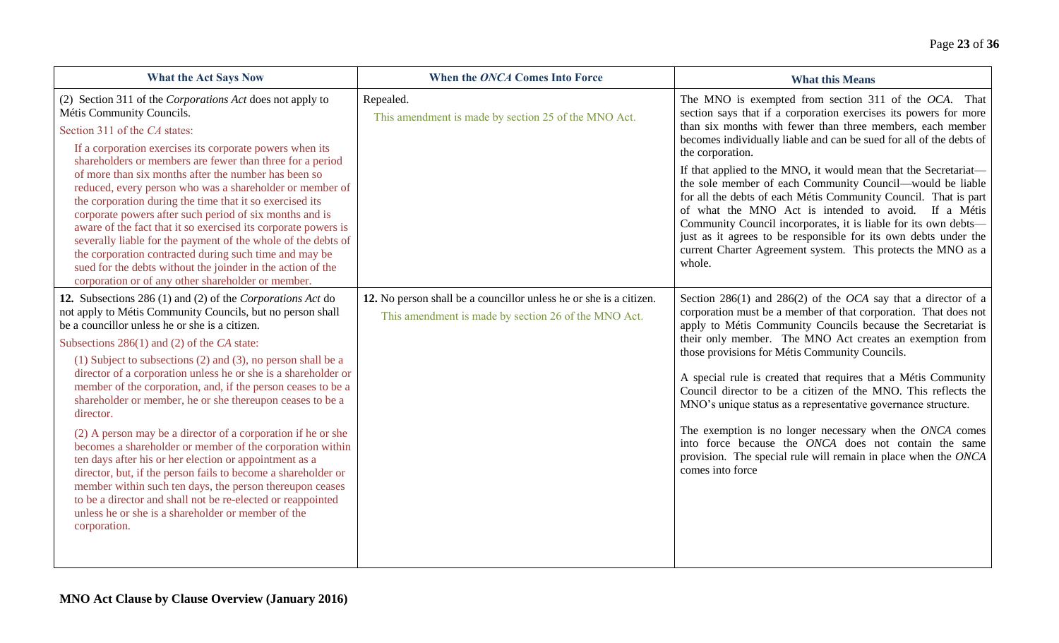| What the Act Says Now | When the *ONCA* Comes Into Force | What this Means |
|---|---|---|
| (2) Section 311 of the *Corporations Act* does not apply to Métis Community Councils.<br><br>Section 311 of the *CA* states:<br><br>If a corporation exercises its corporate powers when its shareholders or members are fewer than three for a period of more than six months after the number has been so reduced, every person who was a shareholder or member of the corporation during the time that it so exercised its corporate powers after such period of six months and is aware of the fact that it so exercised its corporate powers is severally liable for the payment of the whole of the debts of the corporation contracted during such time and may be sued for the debts without the joinder in the action of the corporation or of any other shareholder or member. | Repealed.<br><br>This amendment is made by section 25 of the MNO Act. | The MNO is exempted from section 311 of the *OCA*. That section says that if a corporation exercises its powers for more than six months with fewer than three members, each member becomes individually liable and can be sued for all of the debts of the corporation.<br><br>If that applied to the MNO, it would mean that the Secretariat—the sole member of each Community Council—would be liable for all the debts of each Métis Community Council. That is part of what the MNO Act is intended to avoid. If a Métis Community Council incorporates, it is liable for its own debts—just as it agrees to be responsible for its own debts under the current Charter Agreement system. This protects the MNO as a whole. |
| **12.** Subsections 286 (1) and (2) of the *Corporations Act* do not apply to Métis Community Councils, but no person shall be a councillor unless he or she is a citizen.<br><br>Subsections 286(1) and (2) of the *CA* state:<br><br>(1) Subject to subsections (2) and (3), no person shall be a director of a corporation unless he or she is a shareholder or member of the corporation, and, if the person ceases to be a shareholder or member, he or she thereupon ceases to be a director.<br><br>(2) A person may be a director of a corporation if he or she becomes a shareholder or member of the corporation within ten days after his or her election or appointment as a director, but, if the person fails to become a shareholder or member within such ten days, the person thereupon ceases to be a director and shall not be re-elected or reappointed unless he or she is a shareholder or member of the corporation. | **12.** No person shall be a councillor unless he or she is a citizen.<br><br>This amendment is made by section 26 of the MNO Act. | Section 286(1) and 286(2) of the *OCA* say that a director of a corporation must be a member of that corporation. That does not apply to Métis Community Councils because the Secretariat is their only member. The MNO Act creates an exemption from those provisions for Métis Community Councils.<br><br>A special rule is created that requires that a Métis Community Council director to be a citizen of the MNO. This reflects the MNO's unique status as a representative governance structure.<br><br>The exemption is no longer necessary when the *ONCA* comes into force because the *ONCA* does not contain the same provision. The special rule will remain in place when the *ONCA* comes into force |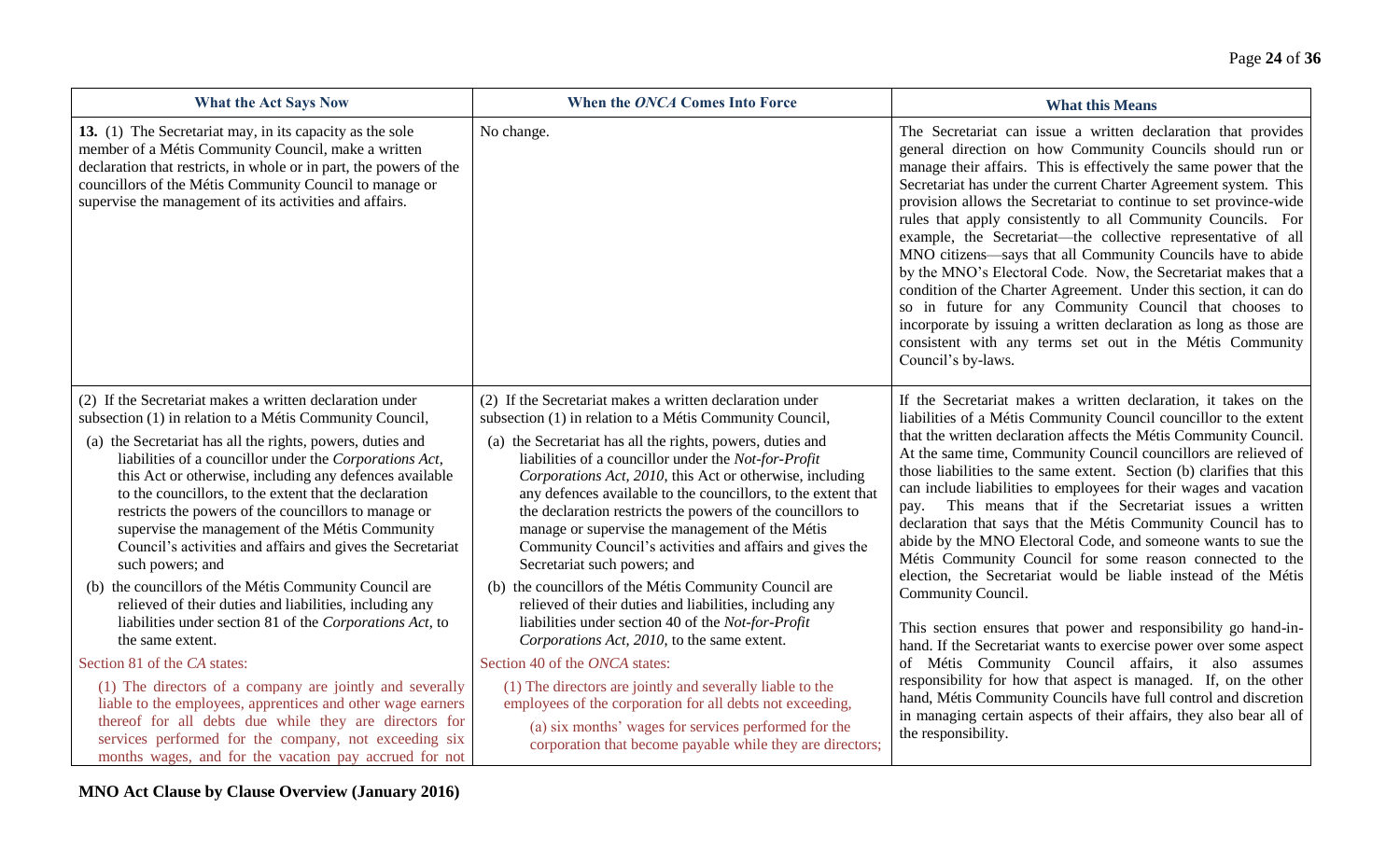| What the Act Says Now | When the *ONCA* Comes Into Force | What this Means |
|---|---|---|
| **13.** (1) The Secretariat may, in its capacity as the sole member of a Métis Community Council, make a written declaration that restricts, in whole or in part, the powers of the councillors of the Métis Community Council to manage or supervise the management of its activities and affairs. | No change. | The Secretariat can issue a written declaration that provides general direction on how Community Councils should run or manage their affairs. This is effectively the same power that the Secretariat has under the current Charter Agreement system. This provision allows the Secretariat to continue to set province-wide rules that apply consistently to all Community Councils. For example, the Secretariat—the collective representative of all MNO citizens—says that all Community Councils have to abide by the MNO's Electoral Code. Now, the Secretariat makes that a condition of the Charter Agreement. Under this section, it can do so in future for any Community Council that chooses to incorporate by issuing a written declaration as long as those are consistent with any terms set out in the Métis Community Council's by-laws. |
| (2) If the Secretariat makes a written declaration under subsection (1) in relation to a Métis Community Council,<br>(a) the Secretariat has all the rights, powers, duties and liabilities of a councillor under the *Corporations Act*, this Act or otherwise, including any defences available to the councillors, to the extent that the declaration restricts the powers of the councillors to manage or supervise the management of the Métis Community Council's activities and affairs and gives the Secretariat such powers; and<br>(b) the councillors of the Métis Community Council are relieved of their duties and liabilities, including any liabilities under section 81 of the *Corporations Act*, to the same extent.<br>Section 81 of the *CA* states:<br>(1) The directors of a company are jointly and severally liable to the employees, apprentices and other wage earners thereof for all debts due while they are directors for services performed for the company, not exceeding six months wages, and for the vacation pay accrued for not | (2) If the Secretariat makes a written declaration under subsection (1) in relation to a Métis Community Council,<br>(a) the Secretariat has all the rights, powers, duties and liabilities of a councillor under the *Not-for-Profit Corporations Act, 2010*, this Act or otherwise, including any defences available to the councillors, to the extent that the declaration restricts the powers of the councillors to manage or supervise the management of the Métis Community Council's activities and affairs and gives the Secretariat such powers; and<br>(b) the councillors of the Métis Community Council are relieved of their duties and liabilities, including any liabilities under section 40 of the *Not-for-Profit Corporations Act, 2010*, to the same extent.<br>Section 40 of the *ONCA* states:<br>(1) The directors are jointly and severally liable to the employees of the corporation for all debts not exceeding,<br>(a) six months' wages for services performed for the corporation that become payable while they are directors; | If the Secretariat makes a written declaration, it takes on the liabilities of a Métis Community Council councillor to the extent that the written declaration affects the Métis Community Council. At the same time, Community Council councillors are relieved of those liabilities to the same extent. Section (b) clarifies that this can include liabilities to employees for their wages and vacation pay. This means that if the Secretariat issues a written declaration that says that the Métis Community Council has to abide by the MNO Electoral Code, and someone wants to sue the Métis Community Council for some reason connected to the election, the Secretariat would be liable instead of the Métis Community Council.<br><br>This section ensures that power and responsibility go hand-in-hand. If the Secretariat wants to exercise power over some aspect of Métis Community Council affairs, it also assumes responsibility for how that aspect is managed. If, on the other hand, Métis Community Councils have full control and discretion in managing certain aspects of their affairs, they also bear all of the responsibility. |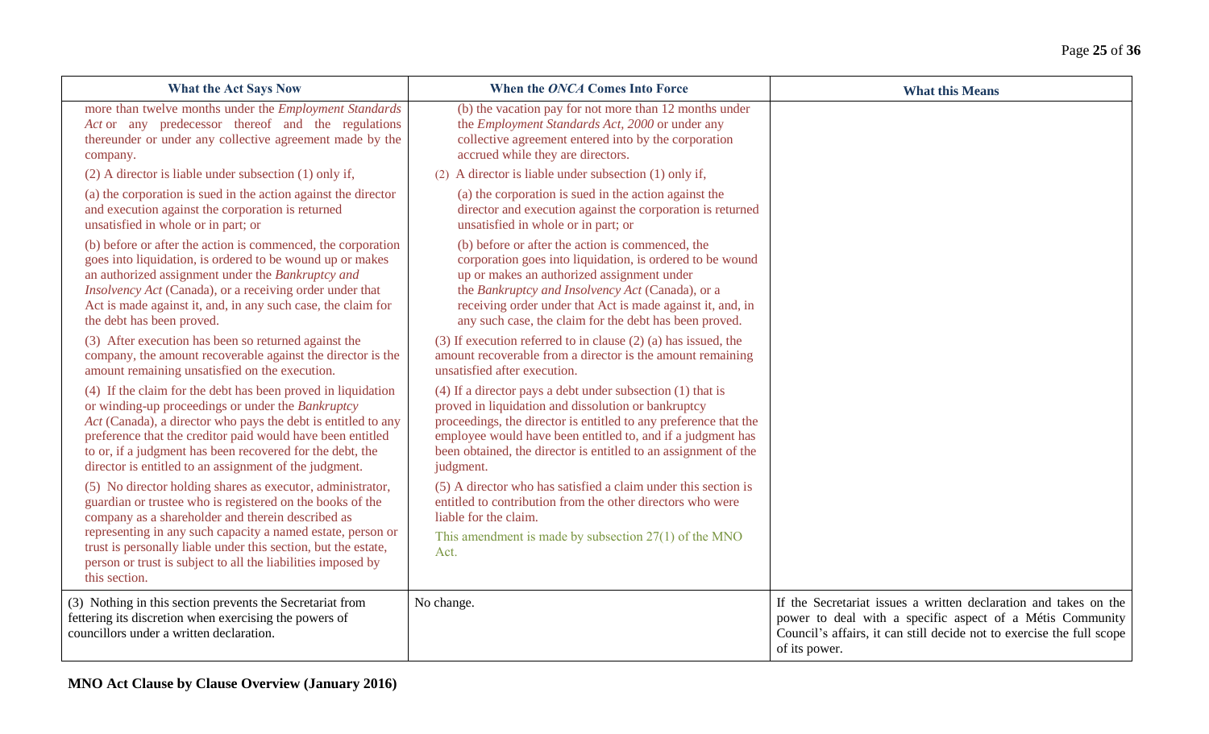| What the Act Says Now | When the *ONCA* Comes Into Force | What this Means |
|---|---|---|
| more than twelve months under the *Employment Standards Act* or any predecessor thereof and the regulations thereunder or under any collective agreement made by the company.<br><br>(2) A director is liable under subsection (1) only if,<br><br>(a) the corporation is sued in the action against the director and execution against the corporation is returned unsatisfied in whole or in part; or<br><br>(b) before or after the action is commenced, the corporation goes into liquidation, is ordered to be wound up or makes an authorized assignment under the *Bankruptcy and Insolvency Act* (Canada), or a receiving order under that Act is made against it, and, in any such case, the claim for the debt has been proved.<br><br>(3) After execution has been so returned against the company, the amount recoverable against the director is the amount remaining unsatisfied on the execution.<br><br>(4) If the claim for the debt has been proved in liquidation or winding-up proceedings or under the *Bankruptcy Act* (Canada), a director who pays the debt is entitled to any preference that the creditor paid would have been entitled to or, if a judgment has been recovered for the debt, the director is entitled to an assignment of the judgment.<br><br>(5) No director holding shares as executor, administrator, guardian or trustee who is registered on the books of the company as a shareholder and therein described as representing in any such capacity a named estate, person or trust is personally liable under this section, but the estate, person or trust is subject to all the liabilities imposed by this section. | (b) the vacation pay for not more than 12 months under the *Employment Standards Act, 2000* or under any collective agreement entered into by the corporation accrued while they are directors.<br><br>(2) A director is liable under subsection (1) only if,<br><br>(a) the corporation is sued in the action against the director and execution against the corporation is returned unsatisfied in whole or in part; or<br><br>(b) before or after the action is commenced, the corporation goes into liquidation, is ordered to be wound up or makes an authorized assignment under the *Bankruptcy and Insolvency Act* (Canada), or a receiving order under that Act is made against it, and, in any such case, the claim for the debt has been proved.<br><br>(3) If execution referred to in clause (2) (a) has issued, the amount recoverable from a director is the amount remaining unsatisfied after execution.<br><br>(4) If a director pays a debt under subsection (1) that is proved in liquidation and dissolution or bankruptcy proceedings, the director is entitled to any preference that the employee would have been entitled to, and if a judgment has been obtained, the director is entitled to an assignment of the judgment.<br><br>(5) A director who has satisfied a claim under this section is entitled to contribution from the other directors who were liable for the claim.<br><br>This amendment is made by subsection 27(1) of the MNO Act. | |
| (3) Nothing in this section prevents the Secretariat from fettering its discretion when exercising the powers of councillors under a written declaration. | No change. | If the Secretariat issues a written declaration and takes on the power to deal with a specific aspect of a Métis Community Council's affairs, it can still decide not to exercise the full scope of its power. |

**MNO Act Clause by Clause Overview (January 2016)**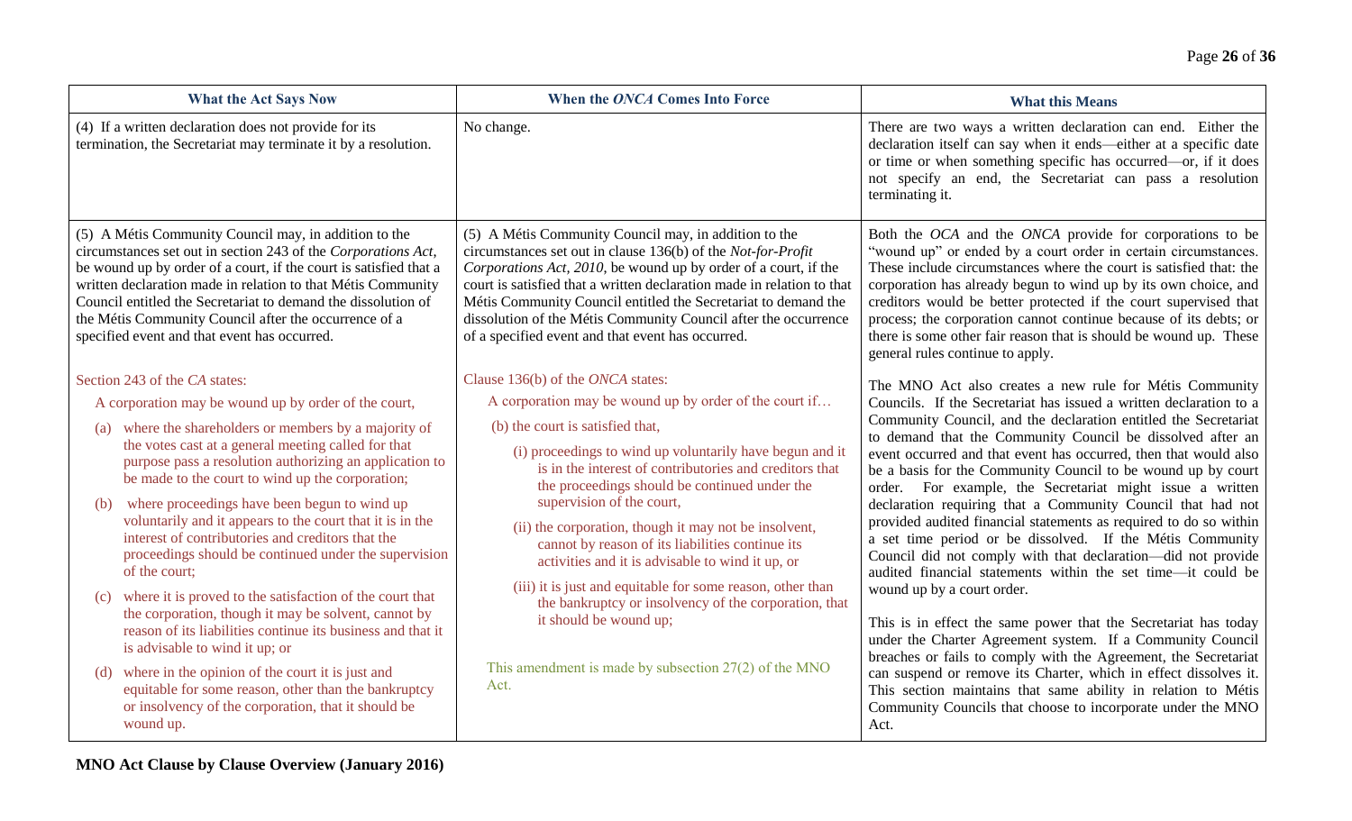| What the Act Says Now | When the *ONCA* Comes Into Force | What this Means |
|---|---|---|
| (4) If a written declaration does not provide for its termination, the Secretariat may terminate it by a resolution. | No change. | There are two ways a written declaration can end. Either the declaration itself can say when it ends—either at a specific date or time or when something specific has occurred—or, if it does not specify an end, the Secretariat can pass a resolution terminating it. |
| (5) A Métis Community Council may, in addition to the circumstances set out in section 243 of the *Corporations Act*, be wound up by order of a court, if the court is satisfied that a written declaration made in relation to that Métis Community Council entitled the Secretariat to demand the dissolution of the Métis Community Council after the occurrence of a specified event and that event has occurred.<br><br>Section 243 of the *CA* states:<br><br>A corporation may be wound up by order of the court,<br><br>(a) where the shareholders or members by a majority of the votes cast at a general meeting called for that purpose pass a resolution authorizing an application to be made to the court to wind up the corporation;<br><br>(b) where proceedings have been begun to wind up voluntarily and it appears to the court that it is in the interest of contributories and creditors that the proceedings should be continued under the supervision of the court;<br><br>(c) where it is proved to the satisfaction of the court that the corporation, though it may be solvent, cannot by reason of its liabilities continue its business and that it is advisable to wind it up; or<br><br>(d) where in the opinion of the court it is just and equitable for some reason, other than the bankruptcy or insolvency of the corporation, that it should be wound up. | (5) A Métis Community Council may, in addition to the circumstances set out in clause 136(b) of the *Not-for-Profit Corporations Act, 2010*, be wound up by order of a court, if the court is satisfied that a written declaration made in relation to that Métis Community Council entitled the Secretariat to demand the dissolution of the Métis Community Council after the occurrence of a specified event and that event has occurred.<br><br>Clause 136(b) of the *ONCA* states:<br><br>A corporation may be wound up by order of the court if…<br><br>(b) the court is satisfied that,<br><br>(i) proceedings to wind up voluntarily have begun and it is in the interest of contributories and creditors that the proceedings should be continued under the supervision of the court,<br><br>(ii) the corporation, though it may not be insolvent, cannot by reason of its liabilities continue its activities and it is advisable to wind it up, or<br><br>(iii) it is just and equitable for some reason, other than the bankruptcy or insolvency of the corporation, that it should be wound up;<br><br>This amendment is made by subsection 27(2) of the MNO Act. | Both the *OCA* and the *ONCA* provide for corporations to be "wound up" or ended by a court order in certain circumstances. These include circumstances where the court is satisfied that: the corporation has already begun to wind up by its own choice, and creditors would be better protected if the court supervised that process; the corporation cannot continue because of its debts; or there is some other fair reason that is should be wound up. These general rules continue to apply.<br><br>The MNO Act also creates a new rule for Métis Community Councils. If the Secretariat has issued a written declaration to a Community Council, and the declaration entitled the Secretariat to demand that the Community Council be dissolved after an event occurred and that event has occurred, then that would also be a basis for the Community Council to be wound up by court order. For example, the Secretariat might issue a written declaration requiring that a Community Council that had not provided audited financial statements as required to do so within a set time period or be dissolved. If the Métis Community Council did not comply with that declaration—did not provide audited financial statements within the set time—it could be wound up by a court order.<br><br>This is in effect the same power that the Secretariat has today under the Charter Agreement system. If a Community Council breaches or fails to comply with the Agreement, the Secretariat can suspend or remove its Charter, which in effect dissolves it. This section maintains that same ability in relation to Métis Community Councils that choose to incorporate under the MNO Act. |

**MNO Act Clause by Clause Overview (January 2016)**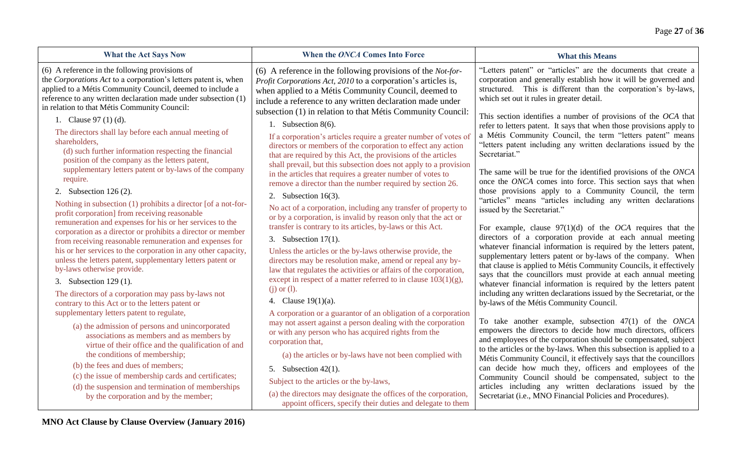| What the Act Says Now | When the *ONCA* Comes Into Force | What this Means |
|---|---|---|
| (6) A reference in the following provisions of the *Corporations Act* to a corporation's letters patent is, when applied to a Métis Community Council, deemed to include a reference to any written declaration made under subsection (1) in relation to that Métis Community Council:<br><br>1. Clause 97 (1) (d).<br><br>The directors shall lay before each annual meeting of shareholders,<br>(d) such further information respecting the financial position of the company as the letters patent, supplementary letters patent or by-laws of the company require.<br><br>2. Subsection 126 (2).<br><br>Nothing in subsection (1) prohibits a director [of a not-for-profit corporation] from receiving reasonable remuneration and expenses for his or her services to the corporation as a director or prohibits a director or member from receiving reasonable remuneration and expenses for his or her services to the corporation in any other capacity, unless the letters patent, supplementary letters patent or by-laws otherwise provide.<br><br>3. Subsection 129 (1).<br><br>The directors of a corporation may pass by-laws not contrary to this Act or to the letters patent or supplementary letters patent to regulate,<br>(a) the admission of persons and unincorporated associations as members and as members by virtue of their office and the qualification of and the conditions of membership;<br>(b) the fees and dues of members;<br>(c) the issue of membership cards and certificates;<br>(d) the suspension and termination of memberships by the corporation and by the member; | (6) A reference in the following provisions of the *Not-for-Profit Corporations Act, 2010* to a corporation's articles is, when applied to a Métis Community Council, deemed to include a reference to any written declaration made under subsection (1) in relation to that Métis Community Council:<br><br>1. Subsection 8(6).<br><br>If a corporation's articles require a greater number of votes of directors or members of the corporation to effect any action that are required by this Act, the provisions of the articles shall prevail, but this subsection does not apply to a provision in the articles that requires a greater number of votes to remove a director than the number required by section 26.<br><br>2. Subsection 16(3).<br><br>No act of a corporation, including any transfer of property to or by a corporation, is invalid by reason only that the act or transfer is contrary to its articles, by-laws or this Act.<br><br>3. Subsection 17(1).<br><br>Unless the articles or the by-laws otherwise provide, the directors may be resolution make, amend or repeal any by-law that regulates the activities or affairs of the corporation, except in respect of a matter referred to in clause 103(1)(g), (j) or (l).<br><br>4. Clause 19(1)(a).<br><br>A corporation or a guarantor of an obligation of a corporation may not assert against a person dealing with the corporation or with any person who has acquired rights from the corporation that,<br>(a) the articles or by-laws have not been complied with<br><br>5. Subsection 42(1).<br><br>Subject to the articles or the by-laws,<br>(a) the directors may designate the offices of the corporation, appoint officers, specify their duties and delegate to them | "Letters patent" or "articles" are the documents that create a corporation and generally establish how it will be governed and structured. This is different than the corporation's by-laws, which set out it rules in greater detail.<br><br>This section identifies a number of provisions of the *OCA* that refer to letters patent. It says that when those provisions apply to a Métis Community Council, the term "letters patent" means "letters patent including any written declarations issued by the Secretariat."<br><br>The same will be true for the identified provisions of the *ONCA* once the *ONCA* comes into force. This section says that when those provisions apply to a Community Council, the term "articles" means "articles including any written declarations issued by the Secretariat."<br><br>For example, clause 97(1)(d) of the *OCA* requires that the directors of a corporation provide at each annual meeting whatever financial information is required by the letters patent, supplementary letters patent or by-laws of the company. When that clause is applied to Métis Community Councils, it effectively says that the councillors must provide at each annual meeting whatever financial information is required by the letters patent including any written declarations issued by the Secretariat, or the by-laws of the Métis Community Council.<br><br>To take another example, subsection 47(1) of the *ONCA* empowers the directors to decide how much directors, officers and employees of the corporation should be compensated, subject to the articles or the by-laws. When this subsection is applied to a Métis Community Council, it effectively says that the councillors can decide how much they, officers and employees of the Community Council should be compensated, subject to the articles including any written declarations issued by the Secretariat (i.e., MNO Financial Policies and Procedures). |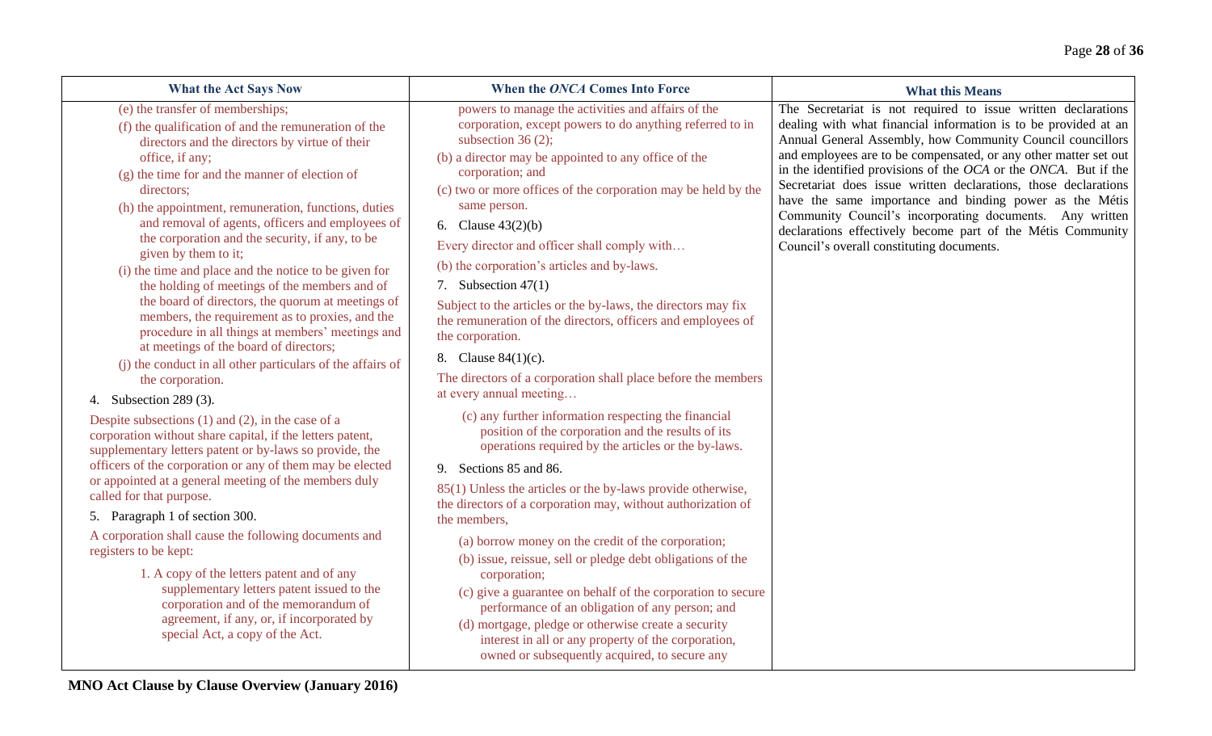| What the Act Says Now | When the *ONCA* Comes Into Force | What this Means |
|---|---|---|
| (e) the transfer of memberships;<br>(f) the qualification of and the remuneration of the directors and the directors by virtue of their office, if any;<br>(g) the time for and the manner of election of directors;<br>(h) the appointment, remuneration, functions, duties and removal of agents, officers and employees of the corporation and the security, if any, to be given by them to it;<br>(i) the time and place and the notice to be given for the holding of meetings of the members and of the board of directors, the quorum at meetings of members, the requirement as to proxies, and the procedure in all things at members' meetings and at meetings of the board of directors;<br>(j) the conduct in all other particulars of the affairs of the corporation.<br><br>4. Subsection 289 (3).<br><br>Despite subsections (1) and (2), in the case of a corporation without share capital, if the letters patent, supplementary letters patent or by-laws so provide, the officers of the corporation or any of them may be elected or appointed at a general meeting of the members duly called for that purpose.<br><br>5. Paragraph 1 of section 300.<br><br>A corporation shall cause the following documents and registers to be kept:<br><br>1. A copy of the letters patent and of any supplementary letters patent issued to the corporation and of the memorandum of agreement, if any, or, if incorporated by special Act, a copy of the Act. | powers to manage the activities and affairs of the corporation, except powers to do anything referred to in subsection 36 (2);<br>(b) a director may be appointed to any office of the corporation; and<br>(c) two or more offices of the corporation may be held by the same person.<br><br>6. Clause 43(2)(b)<br><br>Every director and officer shall comply with…<br><br>(b) the corporation's articles and by-laws.<br><br>7. Subsection 47(1)<br><br>Subject to the articles or the by-laws, the directors may fix the remuneration of the directors, officers and employees of the corporation.<br><br>8. Clause 84(1)(c).<br><br>The directors of a corporation shall place before the members at every annual meeting…<br><br>(c) any further information respecting the financial position of the corporation and the results of its operations required by the articles or the by-laws.<br><br>9. Sections 85 and 86.<br><br>85(1) Unless the articles or the by-laws provide otherwise, the directors of a corporation may, without authorization of the members,<br><br>(a) borrow money on the credit of the corporation;<br>(b) issue, reissue, sell or pledge debt obligations of the corporation;<br>(c) give a guarantee on behalf of the corporation to secure performance of an obligation of any person; and<br>(d) mortgage, pledge or otherwise create a security interest in all or any property of the corporation, owned or subsequently acquired, to secure any | The Secretariat is not required to issue written declarations dealing with what financial information is to be provided at an Annual General Assembly, how Community Council councillors and employees are to be compensated, or any other matter set out in the identified provisions of the *OCA* or the *ONCA*. But if the Secretariat does issue written declarations, those declarations have the same importance and binding power as the Métis Community Council's incorporating documents. Any written declarations effectively become part of the Métis Community Council's overall constituting documents. |

**MNO Act Clause by Clause Overview (January 2016)**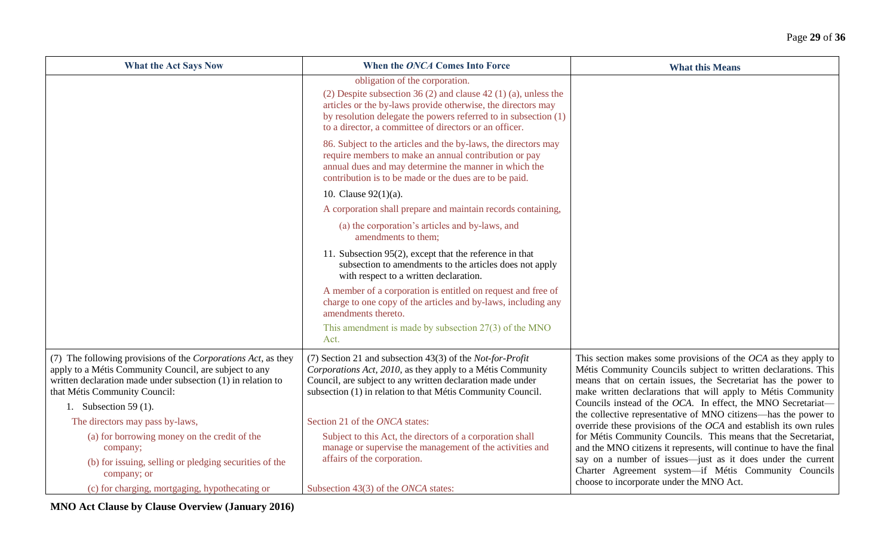| What the Act Says Now | When the *ONCA* Comes Into Force | What this Means |
| --- | --- | --- |
| | obligation of the corporation.<br><br>(2) Despite subsection 36 (2) and clause 42 (1) (a), unless the articles or the by-laws provide otherwise, the directors may by resolution delegate the powers referred to in subsection (1) to a director, a committee of directors or an officer.<br><br>86. Subject to the articles and the by-laws, the directors may require members to make an annual contribution or pay annual dues and may determine the manner in which the contribution is to be made or the dues are to be paid.<br><br>10. Clause 92(1)(a).<br><br>A corporation shall prepare and maintain records containing,<br><br>(a) the corporation's articles and by-laws, and amendments to them;<br><br>11. Subsection 95(2), except that the reference in that subsection to amendments to the articles does not apply with respect to a written declaration.<br><br>A member of a corporation is entitled on request and free of charge to one copy of the articles and by-laws, including any amendments thereto.<br><br>This amendment is made by subsection 27(3) of the MNO Act. | |
| (7) The following provisions of the *Corporations Act*, as they apply to a Métis Community Council, are subject to any written declaration made under subsection (1) in relation to that Métis Community Council:<br><br>1. Subsection 59 (1).<br><br>The directors may pass by-laws,<br><br>(a) for borrowing money on the credit of the company;<br><br>(b) for issuing, selling or pledging securities of the company; or<br><br>(c) for charging, mortgaging, hypothecating or | (7) Section 21 and subsection 43(3) of the *Not-for-Profit Corporations Act, 2010*, as they apply to a Métis Community Council, are subject to any written declaration made under subsection (1) in relation to that Métis Community Council.<br><br>Section 21 of the *ONCA* states:<br><br>Subject to this Act, the directors of a corporation shall manage or supervise the management of the activities and affairs of the corporation.<br><br>Subsection 43(3) of the *ONCA* states: | This section makes some provisions of the *OCA* as they apply to Métis Community Councils subject to written declarations. This means that on certain issues, the Secretariat has the power to make written declarations that will apply to Métis Community Councils instead of the *OCA*. In effect, the MNO Secretariat—the collective representative of MNO citizens—has the power to override these provisions of the *OCA* and establish its own rules for Métis Community Councils. This means that the Secretariat, and the MNO citizens it represents, will continue to have the final say on a number of issues—just as it does under the current Charter Agreement system—if Métis Community Councils choose to incorporate under the MNO Act. |

**MNO Act Clause by Clause Overview (January 2016)**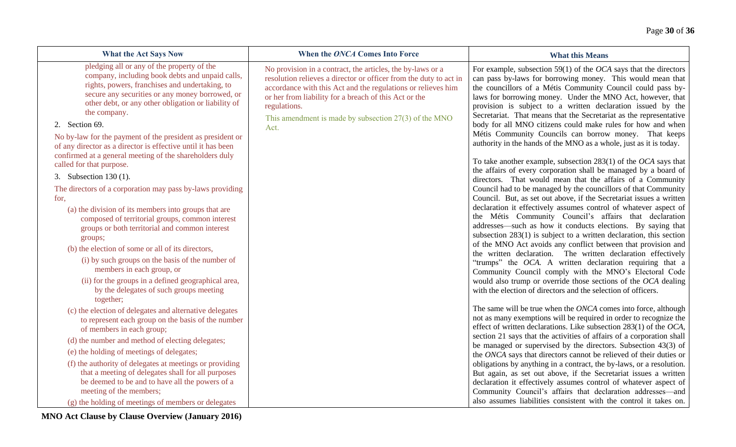| What the Act Says Now | When the *ONCA* Comes Into Force | What this Means |
|---|---|---|
| pledging all or any of the property of the company, including book debts and unpaid calls, rights, powers, franchises and undertaking, to secure any securities or any money borrowed, or other debt, or any other obligation or liability of the company.<br><br>2. Section 69.<br><br>No by-law for the payment of the president as president or of any director as a director is effective until it has been confirmed at a general meeting of the shareholders duly called for that purpose.<br><br>3. Subsection 130 (1).<br><br>The directors of a corporation may pass by-laws providing for,<br><br>(a) the division of its members into groups that are composed of territorial groups, common interest groups or both territorial and common interest groups;<br><br>(b) the election of some or all of its directors,<br><br>(i) by such groups on the basis of the number of members in each group, or<br><br>(ii) for the groups in a defined geographical area, by the delegates of such groups meeting together;<br><br>(c) the election of delegates and alternative delegates to represent each group on the basis of the number of members in each group;<br><br>(d) the number and method of electing delegates;<br><br>(e) the holding of meetings of delegates;<br><br>(f) the authority of delegates at meetings or providing that a meeting of delegates shall for all purposes be deemed to be and to have all the powers of a meeting of the members;<br><br>(g) the holding of meetings of members or delegates | No provision in a contract, the articles, the by-laws or a resolution relieves a director or officer from the duty to act in accordance with this Act and the regulations or relieves him or her from liability for a breach of this Act or the regulations.<br><br>This amendment is made by subsection 27(3) of the MNO Act. | For example, subsection 59(1) of the *OCA* says that the directors can pass by-laws for borrowing money. This would mean that the councillors of a Métis Community Council could pass by-laws for borrowing money. Under the MNO Act, however, that provision is subject to a written declaration issued by the Secretariat. That means that the Secretariat as the representative body for all MNO citizens could make rules for how and when Métis Community Councils can borrow money. That keeps authority in the hands of the MNO as a whole, just as it is today.<br><br>To take another example, subsection 283(1) of the *OCA* says that the affairs of every corporation shall be managed by a board of directors. That would mean that the affairs of a Community Council had to be managed by the councillors of that Community Council. But, as set out above, if the Secretariat issues a written declaration it effectively assumes control of whatever aspect of the Métis Community Council's affairs that declaration addresses—such as how it conducts elections. By saying that subsection 283(1) is subject to a written declaration, this section of the MNO Act avoids any conflict between that provision and the written declaration. The written declaration effectively "trumps" the *OCA.* A written declaration requiring that a Community Council comply with the MNO's Electoral Code would also trump or override those sections of the *OCA* dealing with the election of directors and the selection of officers.<br><br>The same will be true when the *ONCA* comes into force, although not as many exemptions will be required in order to recognize the effect of written declarations. Like subsection 283(1) of the *OCA*, section 21 says that the activities of affairs of a corporation shall be managed or supervised by the directors. Subsection 43(3) of the *ONCA* says that directors cannot be relieved of their duties or obligations by anything in a contract, the by-laws, or a resolution. But again, as set out above, if the Secretariat issues a written declaration it effectively assumes control of whatever aspect of Community Council's affairs that declaration addresses—and also assumes liabilities consistent with the control it takes on. |

**MNO Act Clause by Clause Overview (January 2016)**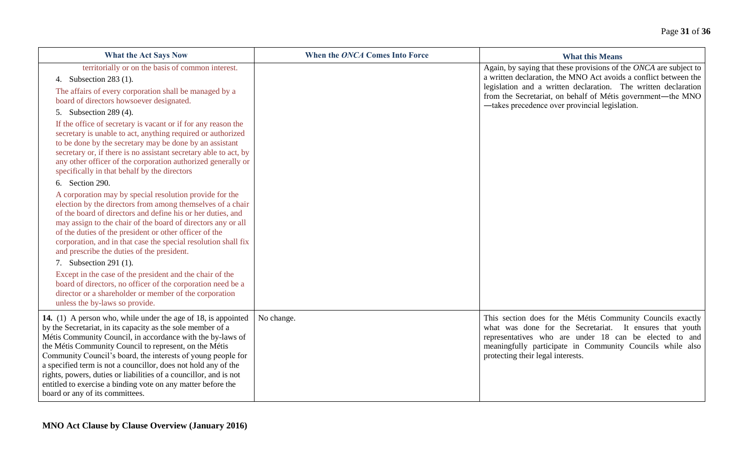| What the Act Says Now | When the *ONCA* Comes Into Force | What this Means |
|---|---|---|
| territorially or on the basis of common interest.<br>4. Subsection 283 (1).<br>The affairs of every corporation shall be managed by a board of directors howsoever designated.<br>5. Subsection 289 (4).<br>If the office of secretary is vacant or if for any reason the secretary is unable to act, anything required or authorized to be done by the secretary may be done by an assistant secretary or, if there is no assistant secretary able to act, by any other officer of the corporation authorized generally or specifically in that behalf by the directors<br>6. Section 290.<br>A corporation may by special resolution provide for the election by the directors from among themselves of a chair of the board of directors and define his or her duties, and may assign to the chair of the board of directors any or all of the duties of the president or other officer of the corporation, and in that case the special resolution shall fix and prescribe the duties of the president.<br>7. Subsection 291 (1).<br>Except in the case of the president and the chair of the board of directors, no officer of the corporation need be a director or a shareholder or member of the corporation unless the by-laws so provide. | | Again, by saying that these provisions of the *ONCA* are subject to a written declaration, the MNO Act avoids a conflict between the legislation and a written declaration. The written declaration from the Secretariat, on behalf of Métis government—the MNO—takes precedence over provincial legislation. |
| **14.** (1) A person who, while under the age of 18, is appointed by the Secretariat, in its capacity as the sole member of a Métis Community Council, in accordance with the by-laws of the Métis Community Council to represent, on the Métis Community Council's board, the interests of young people for a specified term is not a councillor, does not hold any of the rights, powers, duties or liabilities of a councillor, and is not entitled to exercise a binding vote on any matter before the board or any of its committees. | No change. | This section does for the Métis Community Councils exactly what was done for the Secretariat. It ensures that youth representatives who are under 18 can be elected to and meaningfully participate in Community Councils while also protecting their legal interests. |

**MNO Act Clause by Clause Overview (January 2016)**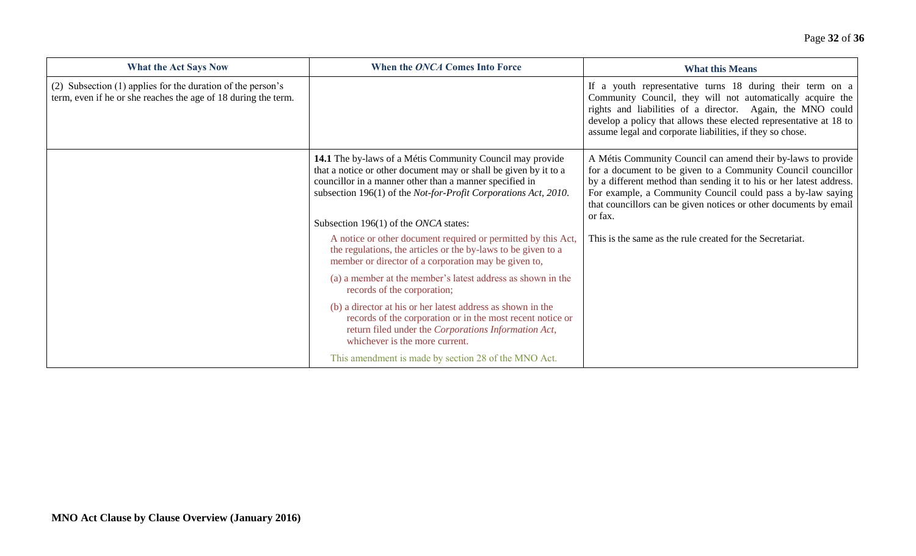| What the Act Says Now | When the *ONCA* Comes Into Force | What this Means |
|---|---|---|
| (2) Subsection (1) applies for the duration of the person's term, even if he or she reaches the age of 18 during the term. | | If a youth representative turns 18 during their term on a Community Council, they will not automatically acquire the rights and liabilities of a director. Again, the MNO could develop a policy that allows these elected representative at 18 to assume legal and corporate liabilities, if they so chose. |
| | **14.1** The by-laws of a Métis Community Council may provide that a notice or other document may or shall be given by it to a councillor in a manner other than a manner specified in subsection 196(1) of the *Not-for-Profit Corporations Act, 2010*.<br><br>Subsection 196(1) of the *ONCA* states:<br><br>A notice or other document required or permitted by this Act, the regulations, the articles or the by-laws to be given to a member or director of a corporation may be given to,<br><br>(a) a member at the member's latest address as shown in the records of the corporation;<br><br>(b) a director at his or her latest address as shown in the records of the corporation or in the most recent notice or return filed under the *Corporations Information Act*, whichever is the more current.<br><br>This amendment is made by section 28 of the MNO Act. | A Métis Community Council can amend their by-laws to provide for a document to be given to a Community Council councillor by a different method than sending it to his or her latest address. For example, a Community Council could pass a by-law saying that councillors can be given notices or other documents by email or fax.<br><br>This is the same as the rule created for the Secretariat. |

**MNO Act Clause by Clause Overview (January 2016)**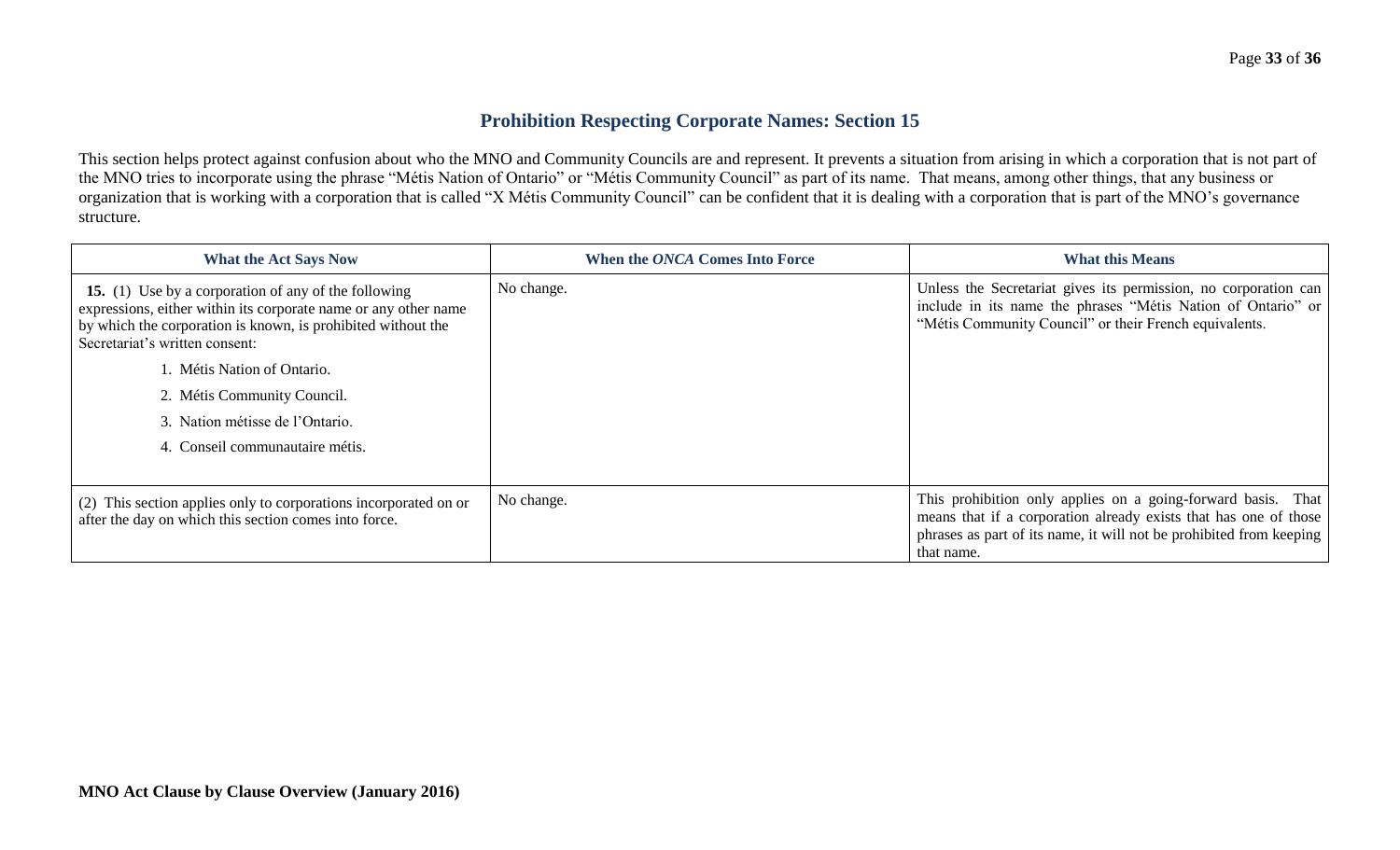## Prohibition Respecting Corporate Names: Section 15

This section helps protect against confusion about who the MNO and Community Councils are and represent. It prevents a situation from arising in which a corporation that is not part of the MNO tries to incorporate using the phrase "Métis Nation of Ontario" or "Métis Community Council" as part of its name. That means, among other things, that any business or organization that is working with a corporation that is called "X Métis Community Council" can be confident that it is dealing with a corporation that is part of the MNO's governance structure.

| What the Act Says Now | When the *ONCA* Comes Into Force | What this Means |
|---|---|---|
| **15.** (1) Use by a corporation of any of the following expressions, either within its corporate name or any other name by which the corporation is known, is prohibited without the Secretariat's written consent:<br>1. Métis Nation of Ontario.<br>2. Métis Community Council.<br>3. Nation métisse de l'Ontario.<br>4. Conseil communautaire métis. | No change. | Unless the Secretariat gives its permission, no corporation can include in its name the phrases "Métis Nation of Ontario" or "Métis Community Council" or their French equivalents. |
| (2) This section applies only to corporations incorporated on or after the day on which this section comes into force. | No change. | This prohibition only applies on a going-forward basis. That means that if a corporation already exists that has one of those phrases as part of its name, it will not be prohibited from keeping that name. |

**MNO Act Clause by Clause Overview (January 2016)**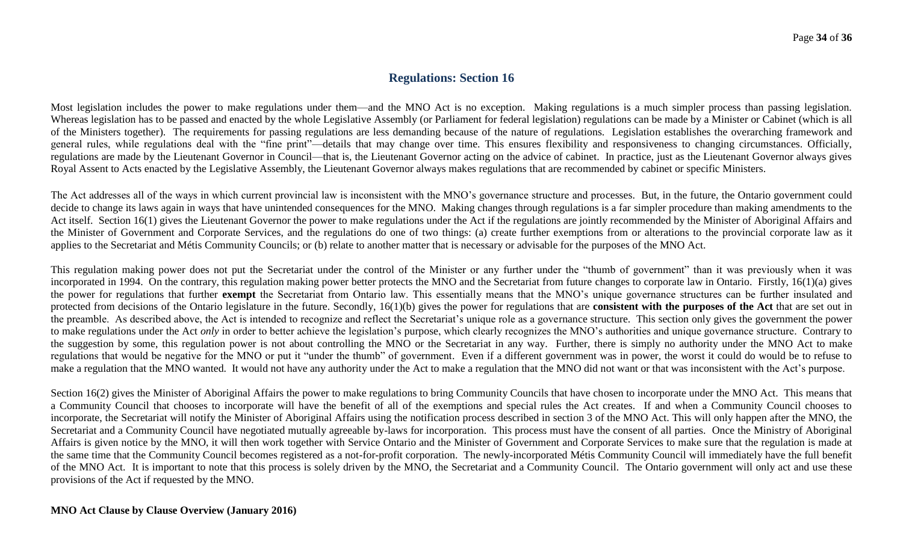## Regulations: Section 16

Most legislation includes the power to make regulations under them—and the MNO Act is no exception. Making regulations is a much simpler process than passing legislation. Whereas legislation has to be passed and enacted by the whole Legislative Assembly (or Parliament for federal legislation) regulations can be made by a Minister or Cabinet (which is all of the Ministers together). The requirements for passing regulations are less demanding because of the nature of regulations. Legislation establishes the overarching framework and general rules, while regulations deal with the "fine print"—details that may change over time. This ensures flexibility and responsiveness to changing circumstances. Officially, regulations are made by the Lieutenant Governor in Council—that is, the Lieutenant Governor acting on the advice of cabinet. In practice, just as the Lieutenant Governor always gives Royal Assent to Acts enacted by the Legislative Assembly, the Lieutenant Governor always makes regulations that are recommended by cabinet or specific Ministers.

The Act addresses all of the ways in which current provincial law is inconsistent with the MNO's governance structure and processes. But, in the future, the Ontario government could decide to change its laws again in ways that have unintended consequences for the MNO. Making changes through regulations is a far simpler procedure than making amendments to the Act itself. Section 16(1) gives the Lieutenant Governor the power to make regulations under the Act if the regulations are jointly recommended by the Minister of Aboriginal Affairs and the Minister of Government and Corporate Services, and the regulations do one of two things: (a) create further exemptions from or alterations to the provincial corporate law as it applies to the Secretariat and Métis Community Councils; or (b) relate to another matter that is necessary or advisable for the purposes of the MNO Act.

This regulation making power does not put the Secretariat under the control of the Minister or any further under the "thumb of government" than it was previously when it was incorporated in 1994. On the contrary, this regulation making power better protects the MNO and the Secretariat from future changes to corporate law in Ontario. Firstly, 16(1)(a) gives the power for regulations that further **exempt** the Secretariat from Ontario law. This essentially means that the MNO's unique governance structures can be further insulated and protected from decisions of the Ontario legislature in the future. Secondly, 16(1)(b) gives the power for regulations that are **consistent with the purposes of the Act** that are set out in the preamble. As described above, the Act is intended to recognize and reflect the Secretariat's unique role as a governance structure. This section only gives the government the power to make regulations under the Act *only* in order to better achieve the legislation's purpose, which clearly recognizes the MNO's authorities and unique governance structure. Contrary to the suggestion by some, this regulation power is not about controlling the MNO or the Secretariat in any way. Further, there is simply no authority under the MNO Act to make regulations that would be negative for the MNO or put it "under the thumb" of government. Even if a different government was in power, the worst it could do would be to refuse to make a regulation that the MNO wanted. It would not have any authority under the Act to make a regulation that the MNO did not want or that was inconsistent with the Act's purpose.

Section 16(2) gives the Minister of Aboriginal Affairs the power to make regulations to bring Community Councils that have chosen to incorporate under the MNO Act. This means that a Community Council that chooses to incorporate will have the benefit of all of the exemptions and special rules the Act creates. If and when a Community Council chooses to incorporate, the Secretariat will notify the Minister of Aboriginal Affairs using the notification process described in section 3 of the MNO Act. This will only happen after the MNO, the Secretariat and a Community Council have negotiated mutually agreeable by-laws for incorporation. This process must have the consent of all parties. Once the Ministry of Aboriginal Affairs is given notice by the MNO, it will then work together with Service Ontario and the Minister of Government and Corporate Services to make sure that the regulation is made at the same time that the Community Council becomes registered as a not-for-profit corporation. The newly-incorporated Métis Community Council will immediately have the full benefit of the MNO Act. It is important to note that this process is solely driven by the MNO, the Secretariat and a Community Council. The Ontario government will only act and use these provisions of the Act if requested by the MNO.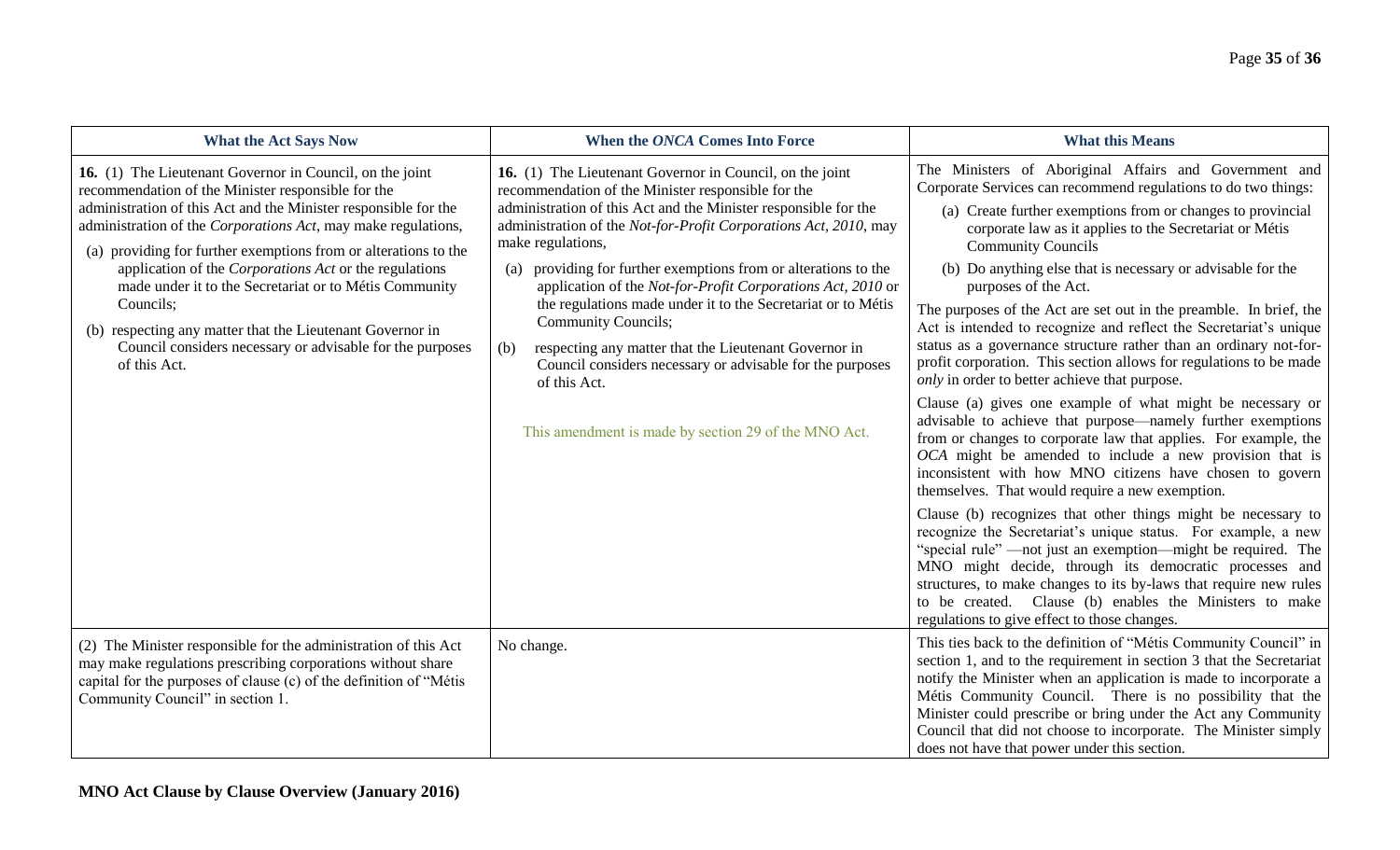| What the Act Says Now | When the *ONCA* Comes Into Force | What this Means |
|---|---|---|
| **16.** (1) The Lieutenant Governor in Council, on the joint recommendation of the Minister responsible for the administration of this Act and the Minister responsible for the administration of the *Corporations Act*, may make regulations,<br>(a) providing for further exemptions from or alterations to the application of the *Corporations Act* or the regulations made under it to the Secretariat or to Métis Community Councils;<br>(b) respecting any matter that the Lieutenant Governor in Council considers necessary or advisable for the purposes of this Act. | **16.** (1) The Lieutenant Governor in Council, on the joint recommendation of the Minister responsible for the administration of this Act and the Minister responsible for the administration of the *Not-for-Profit Corporations Act, 2010*, may make regulations,<br>(a) providing for further exemptions from or alterations to the application of the *Not-for-Profit Corporations Act, 2010* or the regulations made under it to the Secretariat or to Métis Community Councils;<br>(b) respecting any matter that the Lieutenant Governor in Council considers necessary or advisable for the purposes of this Act.<br><br>This amendment is made by section 29 of the MNO Act. | The Ministers of Aboriginal Affairs and Government and Corporate Services can recommend regulations to do two things:<br>(a) Create further exemptions from or changes to provincial corporate law as it applies to the Secretariat or Métis Community Councils<br>(b) Do anything else that is necessary or advisable for the purposes of the Act.<br>The purposes of the Act are set out in the preamble. In brief, the Act is intended to recognize and reflect the Secretariat's unique status as a governance structure rather than an ordinary not-for-profit corporation. This section allows for regulations to be made *only* in order to better achieve that purpose.<br>Clause (a) gives one example of what might be necessary or advisable to achieve that purpose—namely further exemptions from or changes to corporate law that applies. For example, the *OCA* might be amended to include a new provision that is inconsistent with how MNO citizens have chosen to govern themselves. That would require a new exemption.<br>Clause (b) recognizes that other things might be necessary to recognize the Secretariat's unique status. For example, a new "special rule" —not just an exemption—might be required. The MNO might decide, through its democratic processes and structures, to make changes to its by-laws that require new rules to be created. Clause (b) enables the Ministers to make regulations to give effect to those changes. |
| (2) The Minister responsible for the administration of this Act may make regulations prescribing corporations without share capital for the purposes of clause (c) of the definition of "Métis Community Council" in section 1. | No change. | This ties back to the definition of "Métis Community Council" in section 1, and to the requirement in section 3 that the Secretariat notify the Minister when an application is made to incorporate a Métis Community Council. There is no possibility that the Minister could prescribe or bring under the Act any Community Council that did not choose to incorporate. The Minister simply does not have that power under this section. |

**MNO Act Clause by Clause Overview (January 2016)**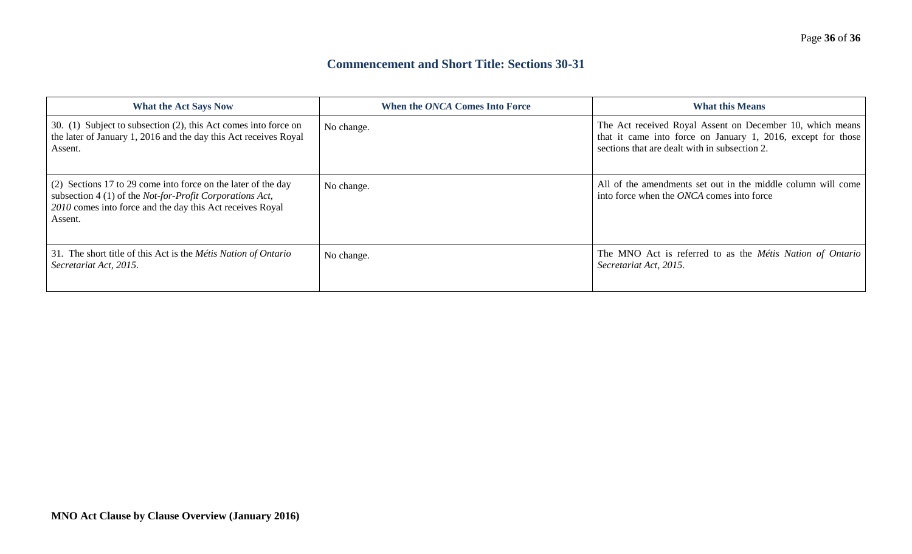## Commencement and Short Title: Sections 30-31

| What the Act Says Now | When the *ONCA* Comes Into Force | What this Means |
|---|---|---|
| 30. (1) Subject to subsection (2), this Act comes into force on the later of January 1, 2016 and the day this Act receives Royal Assent. | No change. | The Act received Royal Assent on December 10, which means that it came into force on January 1, 2016, except for those sections that are dealt with in subsection 2. |
| (2) Sections 17 to 29 come into force on the later of the day subsection 4 (1) of the *Not-for-Profit Corporations Act, 2010* comes into force and the day this Act receives Royal Assent. | No change. | All of the amendments set out in the middle column will come into force when the *ONCA* comes into force |
| 31. The short title of this Act is the *Métis Nation of Ontario Secretariat Act, 2015*. | No change. | The MNO Act is referred to as the *Métis Nation of Ontario Secretariat Act, 2015*. |